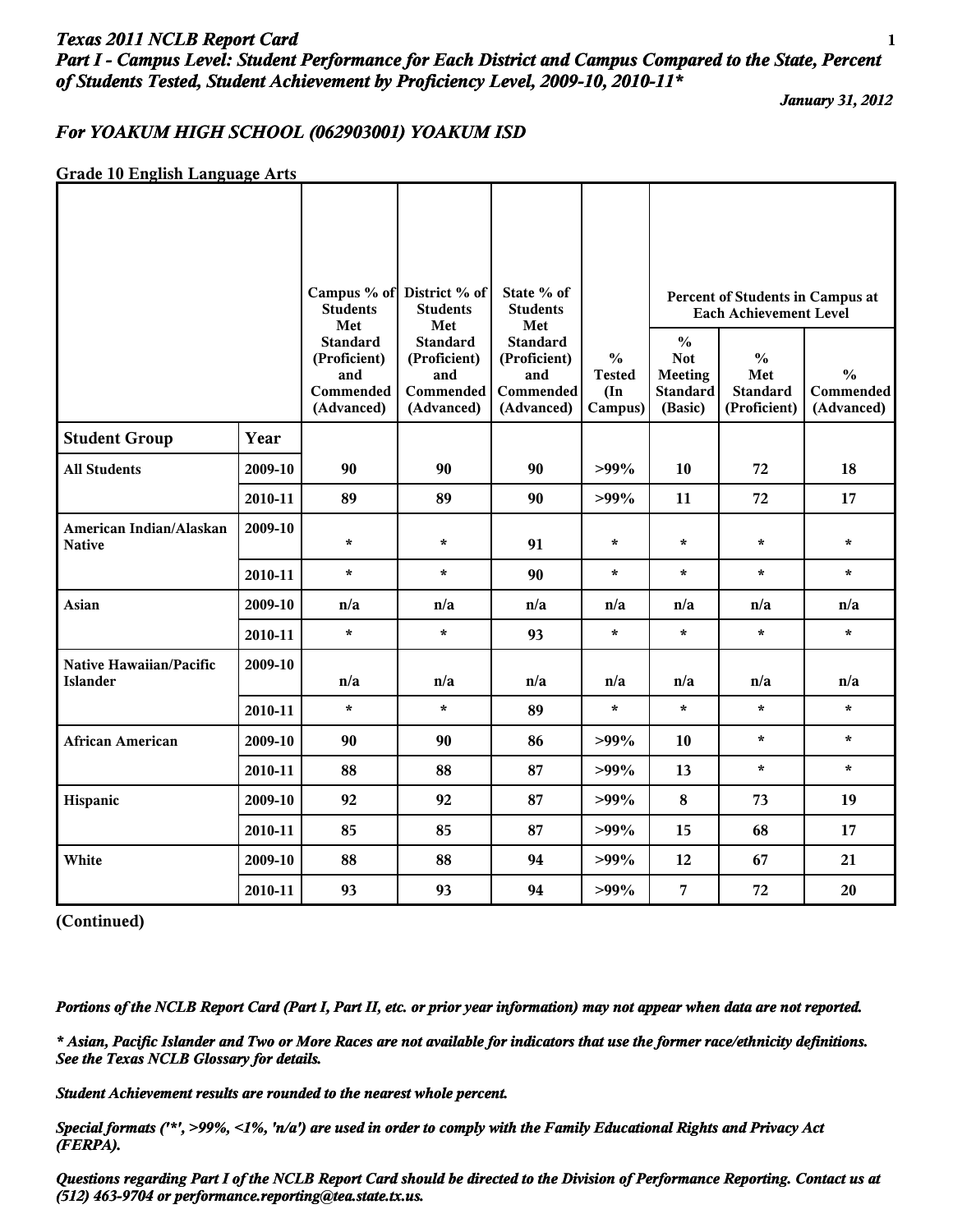***Texas 2011 NCLB Report Card***
***Part I - Campus Level: Student Performance for Each District and Campus Compared to the State, Percent of Students Tested, Student Achievement by Proficiency Level, 2009-10, 2010-11****

***January 31, 2012***

## *For YOAKUM HIGH SCHOOL (062903001) YOAKUM ISD*

**Grade 10 English Language Arts**

| | | Campus % of Students Met Standard (Proficient) and Commended (Advanced) | District % of Students Met Standard (Proficient) and Commended (Advanced) | State % of Students Met Standard (Proficient) and Commended (Advanced) | % Tested (In Campus) | Percent of Students in Campus at Each Achievement Level | | |
|---|---|---|---|---|---|---|---|---|
| | | | | | | % Not Meeting Standard (Basic) | % Met Standard (Proficient) | % Commended (Advanced) |
| **Student Group** | **Year** | | | | | | | |
| **All Students** | 2009-10 | 90 | 90 | 90 | >99% | 10 | 72 | 18 |
| | 2010-11 | 89 | 89 | 90 | >99% | 11 | 72 | 17 |
| **American Indian/Alaskan Native** | 2009-10 | * | * | 91 | * | * | * | * |
| | 2010-11 | * | * | 90 | * | * | * | * |
| **Asian** | 2009-10 | n/a | n/a | n/a | n/a | n/a | n/a | n/a |
| | 2010-11 | * | * | 93 | * | * | * | * |
| **Native Hawaiian/Pacific Islander** | 2009-10 | n/a | n/a | n/a | n/a | n/a | n/a | n/a |
| | 2010-11 | * | * | 89 | * | * | * | * |
| **African American** | 2009-10 | 90 | 90 | 86 | >99% | 10 | * | * |
| | 2010-11 | 88 | 88 | 87 | >99% | 13 | * | * |
| **Hispanic** | 2009-10 | 92 | 92 | 87 | >99% | 8 | 73 | 19 |
| | 2010-11 | 85 | 85 | 87 | >99% | 15 | 68 | 17 |
| **White** | 2009-10 | 88 | 88 | 94 | >99% | 12 | 67 | 21 |
| | 2010-11 | 93 | 93 | 94 | >99% | 7 | 72 | 20 |

**(Continued)**

***Portions of the NCLB Report Card (Part I, Part II, etc. or prior year information) may not appear when data are not reported.***

***\* Asian, Pacific Islander and Two or More Races are not available for indicators that use the former race/ethnicity definitions. See the Texas NCLB Glossary for details.***

***Student Achievement results are rounded to the nearest whole percent.***

***Special formats ('*', >99%, <1%, 'n/a') are used in order to comply with the Family Educational Rights and Privacy Act (FERPA).***

***Questions regarding Part I of the NCLB Report Card should be directed to the Division of Performance Reporting. Contact us at (512) 463-9704 or performance.reporting@tea.state.tx.us.***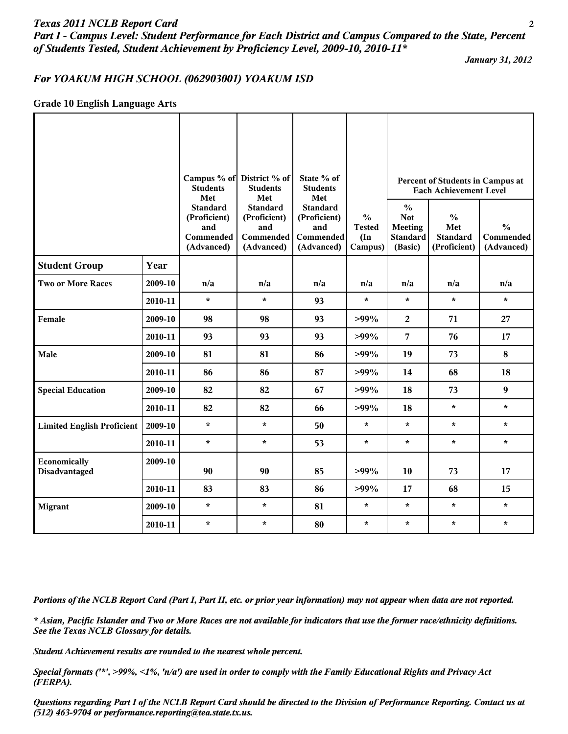# Texas 2011 NCLB Report Card

## Part I - Campus Level: Student Performance for Each District and Campus Compared to the State, Percent of Students Tested, Student Achievement by Proficiency Level, 2009-10, 2010-11*

*January 31, 2012*

### For YOAKUM HIGH SCHOOL (062903001) YOAKUM ISD

**Grade 10 English Language Arts**

| | | Campus % of Students Met Standard (Proficient) and Commended (Advanced) | District % of Students Met Standard (Proficient) and Commended (Advanced) | State % of Students Met Standard (Proficient) and Commended (Advanced) | % Tested (In Campus) | Percent of Students in Campus at Each Achievement Level | | |
|---|---|---|---|---|---|---|---|---|
| | | | | | | % Not Meeting Standard (Basic) | % Met Standard (Proficient) | % Commended (Advanced) |
| **Student Group** | **Year** | | | | | | | |
| **Two or More Races** | 2009-10 | n/a | n/a | n/a | n/a | n/a | n/a | n/a |
| | 2010-11 | * | * | 93 | * | * | * | * |
| **Female** | 2009-10 | 98 | 98 | 93 | >99% | 2 | 71 | 27 |
| | 2010-11 | 93 | 93 | 93 | >99% | 7 | 76 | 17 |
| **Male** | 2009-10 | 81 | 81 | 86 | >99% | 19 | 73 | 8 |
| | 2010-11 | 86 | 86 | 87 | >99% | 14 | 68 | 18 |
| **Special Education** | 2009-10 | 82 | 82 | 67 | >99% | 18 | 73 | 9 |
| | 2010-11 | 82 | 82 | 66 | >99% | 18 | * | * |
| **Limited English Proficient** | 2009-10 | * | * | 50 | * | * | * | * |
| | 2010-11 | * | * | 53 | * | * | * | * |
| **Economically Disadvantaged** | 2009-10 | 90 | 90 | 85 | >99% | 10 | 73 | 17 |
| | 2010-11 | 83 | 83 | 86 | >99% | 17 | 68 | 15 |
| **Migrant** | 2009-10 | * | * | 81 | * | * | * | * |
| | 2010-11 | * | * | 80 | * | * | * | * |

*Portions of the NCLB Report Card (Part I, Part II, etc. or prior year information) may not appear when data are not reported.*

*\* Asian, Pacific Islander and Two or More Races are not available for indicators that use the former race/ethnicity definitions. See the Texas NCLB Glossary for details.*

*Student Achievement results are rounded to the nearest whole percent.*

*Special formats ('*', >99%, <1%, 'n/a') are used in order to comply with the Family Educational Rights and Privacy Act (FERPA).*

*Questions regarding Part I of the NCLB Report Card should be directed to the Division of Performance Reporting. Contact us at (512) 463-9704 or performance.reporting@tea.state.tx.us.*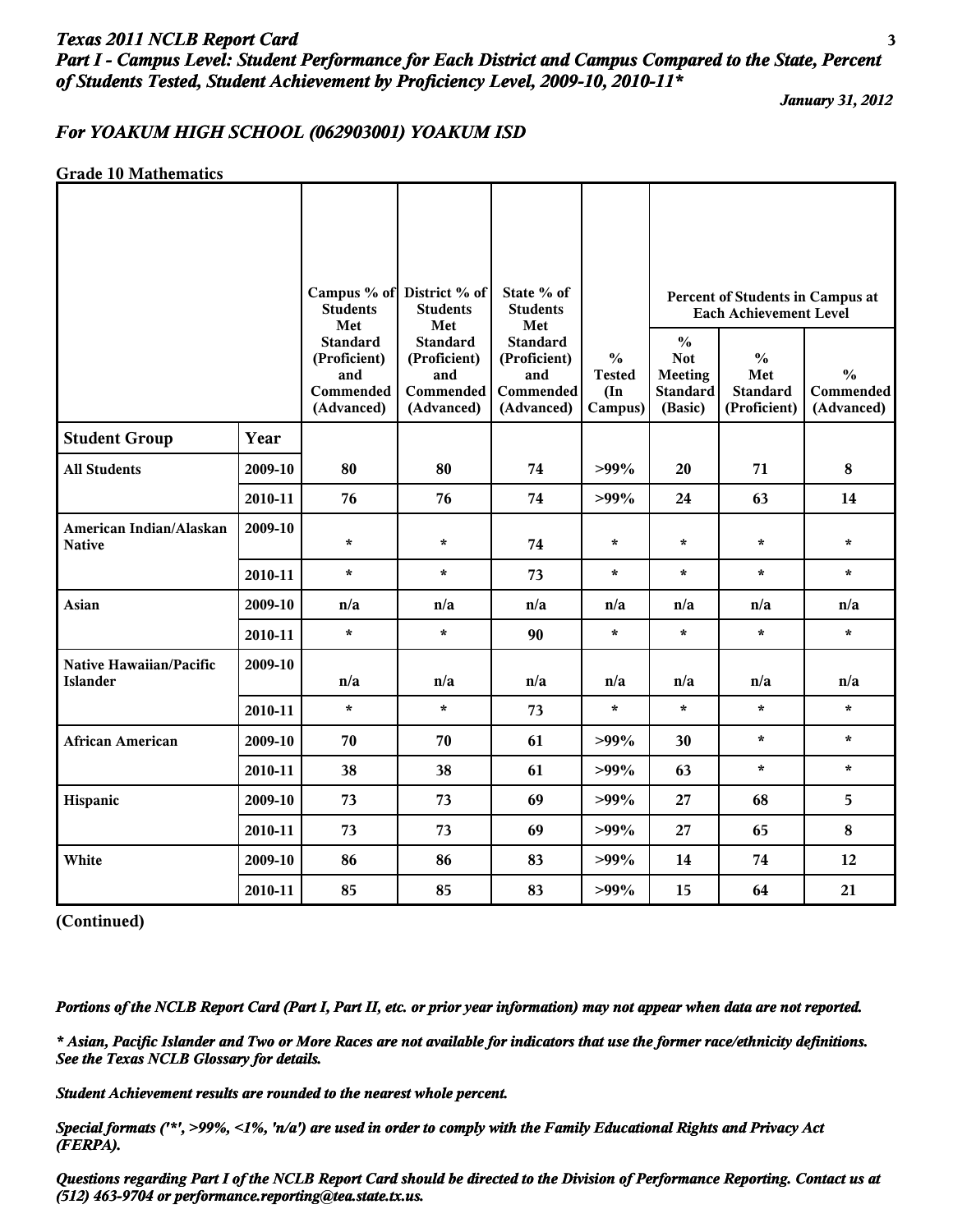## Texas 2011 NCLB Report Card

### Part I - Campus Level: Student Performance for Each District and Campus Compared to the State, Percent of Students Tested, Student Achievement by Proficiency Level, 2009-10, 2010-11*

*January 31, 2012*

### For YOAKUM HIGH SCHOOL (062903001) YOAKUM ISD

**Grade 10 Mathematics**

| | | Campus % of Students Met Standard (Proficient) and Commended (Advanced) | District % of Students Met Standard (Proficient) and Commended (Advanced) | State % of Students Met Standard (Proficient) and Commended (Advanced) | % Tested (In Campus) | Percent of Students in Campus at Each Achievement Level | | |
|---|---|---|---|---|---|---|---|---|
| | | | | | | % Not Meeting Standard (Basic) | % Met Standard (Proficient) | % Commended (Advanced) |
| **Student Group** | **Year** | | | | | | | |
| **All Students** | 2009-10 | 80 | 80 | 74 | >99% | 20 | 71 | 8 |
| | 2010-11 | 76 | 76 | 74 | >99% | 24 | 63 | 14 |
| **American Indian/Alaskan Native** | 2009-10 | * | * | 74 | * | * | * | * |
| | 2010-11 | * | * | 73 | * | * | * | * |
| **Asian** | 2009-10 | n/a | n/a | n/a | n/a | n/a | n/a | n/a |
| | 2010-11 | * | * | 90 | * | * | * | * |
| **Native Hawaiian/Pacific Islander** | 2009-10 | n/a | n/a | n/a | n/a | n/a | n/a | n/a |
| | 2010-11 | * | * | 73 | * | * | * | * |
| **African American** | 2009-10 | 70 | 70 | 61 | >99% | 30 | * | * |
| | 2010-11 | 38 | 38 | 61 | >99% | 63 | * | * |
| **Hispanic** | 2009-10 | 73 | 73 | 69 | >99% | 27 | 68 | 5 |
| | 2010-11 | 73 | 73 | 69 | >99% | 27 | 65 | 8 |
| **White** | 2009-10 | 86 | 86 | 83 | >99% | 14 | 74 | 12 |
| | 2010-11 | 85 | 85 | 83 | >99% | 15 | 64 | 21 |

**(Continued)**

*Portions of the NCLB Report Card (Part I, Part II, etc. or prior year information) may not appear when data are not reported.*

*\* Asian, Pacific Islander and Two or More Races are not available for indicators that use the former race/ethnicity definitions. See the Texas NCLB Glossary for details.*

*Student Achievement results are rounded to the nearest whole percent.*

*Special formats ('*', >99%, <1%, 'n/a') are used in order to comply with the Family Educational Rights and Privacy Act (FERPA).*

*Questions regarding Part I of the NCLB Report Card should be directed to the Division of Performance Reporting. Contact us at (512) 463-9704 or performance.reporting@tea.state.tx.us.*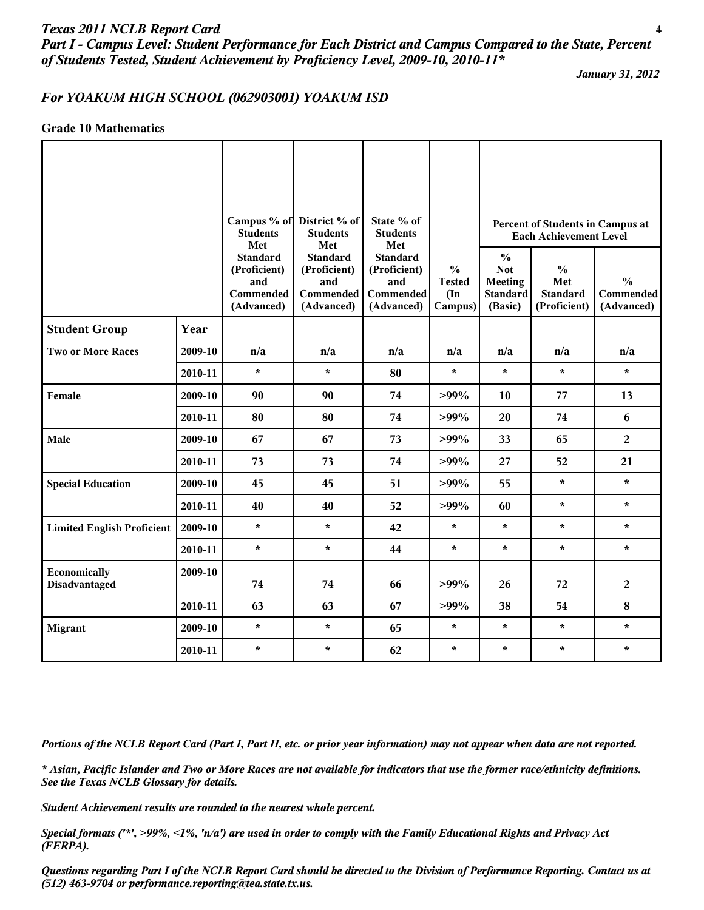*Texas 2011 NCLB Report Card*
*Part I - Campus Level: Student Performance for Each District and Campus Compared to the State, Percent of Students Tested, Student Achievement by Proficiency Level, 2009-10, 2010-11**

*January 31, 2012*

## *For YOAKUM HIGH SCHOOL (062903001) YOAKUM ISD*

### Grade 10 Mathematics

| Student Group | Year | Campus % of Students Met Standard (Proficient) and Commended (Advanced) | District % of Students Met Standard (Proficient) and Commended (Advanced) | State % of Students Met Standard (Proficient) and Commended (Advanced) | % Tested (In Campus) | Percent of Students in Campus at Each Achievement Level: % Not Meeting Standard (Basic) | % Met Standard (Proficient) | % Commended (Advanced) |
|---|---|---|---|---|---|---|---|---|
| Two or More Races | 2009-10 | n/a | n/a | n/a | n/a | n/a | n/a | n/a |
| | 2010-11 | * | * | 80 | * | * | * | * |
| Female | 2009-10 | 90 | 90 | 74 | >99% | 10 | 77 | 13 |
| | 2010-11 | 80 | 80 | 74 | >99% | 20 | 74 | 6 |
| Male | 2009-10 | 67 | 67 | 73 | >99% | 33 | 65 | 2 |
| | 2010-11 | 73 | 73 | 74 | >99% | 27 | 52 | 21 |
| Special Education | 2009-10 | 45 | 45 | 51 | >99% | 55 | * | * |
| | 2010-11 | 40 | 40 | 52 | >99% | 60 | * | * |
| Limited English Proficient | 2009-10 | * | * | 42 | * | * | * | * |
| | 2010-11 | * | * | 44 | * | * | * | * |
| Economically Disadvantaged | 2009-10 | 74 | 74 | 66 | >99% | 26 | 72 | 2 |
| | 2010-11 | 63 | 63 | 67 | >99% | 38 | 54 | 8 |
| Migrant | 2009-10 | * | * | 65 | * | * | * | * |
| | 2010-11 | * | * | 62 | * | * | * | * |

*Portions of the NCLB Report Card (Part I, Part II, etc. or prior year information) may not appear when data are not reported.*

*\* Asian, Pacific Islander and Two or More Races are not available for indicators that use the former race/ethnicity definitions. See the Texas NCLB Glossary for details.*

*Student Achievement results are rounded to the nearest whole percent.*

*Special formats ('*', >99%, <1%, 'n/a') are used in order to comply with the Family Educational Rights and Privacy Act (FERPA).*

*Questions regarding Part I of the NCLB Report Card should be directed to the Division of Performance Reporting. Contact us at (512) 463-9704 or performance.reporting@tea.state.tx.us.*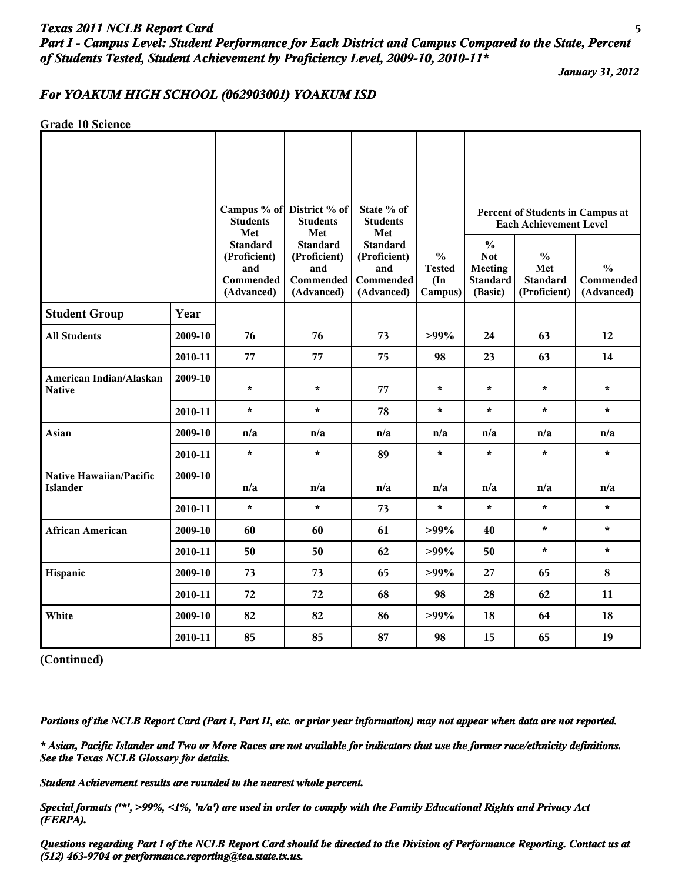# Texas 2011 NCLB Report Card

## Part I - Campus Level: Student Performance for Each District and Campus Compared to the State, Percent of Students Tested, Student Achievement by Proficiency Level, 2009-10, 2010-11*

*January 31, 2012*

### For YOAKUM HIGH SCHOOL (062903001) YOAKUM ISD

**Grade 10 Science**

| Student Group | Year | Campus % of Students Met Standard (Proficient) and Commended (Advanced) | District % of Students Met Standard (Proficient) and Commended (Advanced) | State % of Students Met Standard (Proficient) and Commended (Advanced) | % Tested (In Campus) | Percent of Students in Campus at Each Achievement Level: % Not Meeting Standard (Basic) | % Met Standard (Proficient) | % Commended (Advanced) |
|---|---|---|---|---|---|---|---|---|
| **All Students** | 2009-10 | 76 | 76 | 73 | >99% | 24 | 63 | 12 |
| | 2010-11 | 77 | 77 | 75 | 98 | 23 | 63 | 14 |
| **American Indian/Alaskan Native** | 2009-10 | * | * | 77 | * | * | * | * |
| | 2010-11 | * | * | 78 | * | * | * | * |
| **Asian** | 2009-10 | n/a | n/a | n/a | n/a | n/a | n/a | n/a |
| | 2010-11 | * | * | 89 | * | * | * | * |
| **Native Hawaiian/Pacific Islander** | 2009-10 | n/a | n/a | n/a | n/a | n/a | n/a | n/a |
| | 2010-11 | * | * | 73 | * | * | * | * |
| **African American** | 2009-10 | 60 | 60 | 61 | >99% | 40 | * | * |
| | 2010-11 | 50 | 50 | 62 | >99% | 50 | * | * |
| **Hispanic** | 2009-10 | 73 | 73 | 65 | >99% | 27 | 65 | 8 |
| | 2010-11 | 72 | 72 | 68 | 98 | 28 | 62 | 11 |
| **White** | 2009-10 | 82 | 82 | 86 | >99% | 18 | 64 | 18 |
| | 2010-11 | 85 | 85 | 87 | 98 | 15 | 65 | 19 |

**(Continued)**

*Portions of the NCLB Report Card (Part I, Part II, etc. or prior year information) may not appear when data are not reported.*

*\* Asian, Pacific Islander and Two or More Races are not available for indicators that use the former race/ethnicity definitions. See the Texas NCLB Glossary for details.*

*Student Achievement results are rounded to the nearest whole percent.*

*Special formats ('*', >99%, <1%, 'n/a') are used in order to comply with the Family Educational Rights and Privacy Act (FERPA).*

*Questions regarding Part I of the NCLB Report Card should be directed to the Division of Performance Reporting. Contact us at (512) 463-9704 or performance.reporting@tea.state.tx.us.*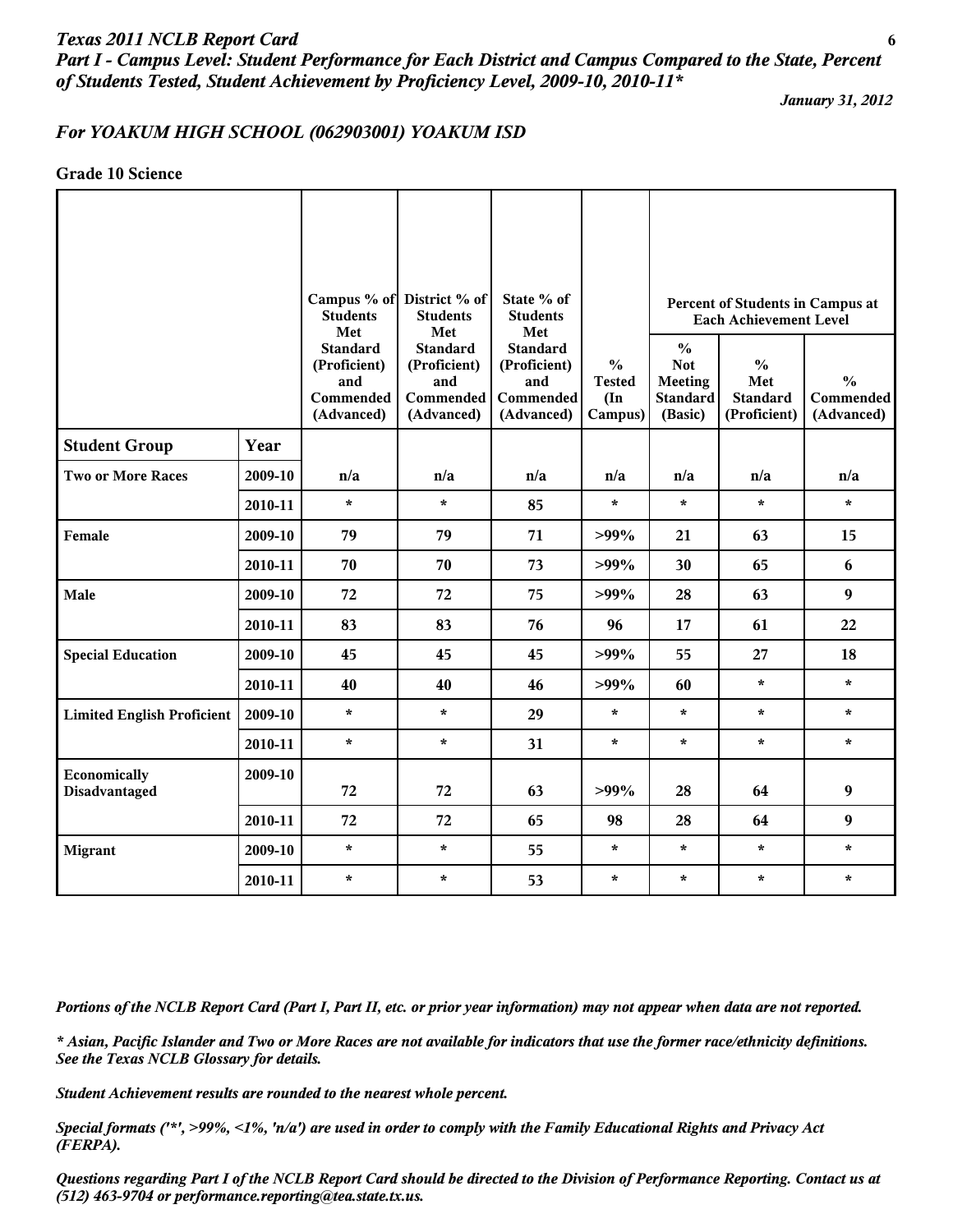*Texas 2011 NCLB Report Card*
*Part I - Campus Level: Student Performance for Each District and Campus Compared to the State, Percent of Students Tested, Student Achievement by Proficiency Level, 2009-10, 2010-11**

*January 31, 2012*

## *For YOAKUM HIGH SCHOOL (062903001) YOAKUM ISD*

**Grade 10 Science**

| Student Group | Year | Campus % of Students Met Standard (Proficient) and Commended (Advanced) | District % of Students Met Standard (Proficient) and Commended (Advanced) | State % of Students Met Standard (Proficient) and Commended (Advanced) | % Tested (In Campus) | Percent of Students in Campus at Each Achievement Level | | |
|---|---|---|---|---|---|---|---|---|
| | | | | | | % Not Meeting Standard (Basic) | % Met Standard (Proficient) | % Commended (Advanced) |
| **Two or More Races** | 2009-10 | n/a | n/a | n/a | n/a | n/a | n/a | n/a |
| | 2010-11 | * | * | 85 | * | * | * | * |
| **Female** | 2009-10 | 79 | 79 | 71 | >99% | 21 | 63 | 15 |
| | 2010-11 | 70 | 70 | 73 | >99% | 30 | 65 | 6 |
| **Male** | 2009-10 | 72 | 72 | 75 | >99% | 28 | 63 | 9 |
| | 2010-11 | 83 | 83 | 76 | 96 | 17 | 61 | 22 |
| **Special Education** | 2009-10 | 45 | 45 | 45 | >99% | 55 | 27 | 18 |
| | 2010-11 | 40 | 40 | 46 | >99% | 60 | * | * |
| **Limited English Proficient** | 2009-10 | * | * | 29 | * | * | * | * |
| | 2010-11 | * | * | 31 | * | * | * | * |
| **Economically Disadvantaged** | 2009-10 | 72 | 72 | 63 | >99% | 28 | 64 | 9 |
| | 2010-11 | 72 | 72 | 65 | 98 | 28 | 64 | 9 |
| **Migrant** | 2009-10 | * | * | 55 | * | * | * | * |
| | 2010-11 | * | * | 53 | * | * | * | * |

*Portions of the NCLB Report Card (Part I, Part II, etc. or prior year information) may not appear when data are not reported.*

*\* Asian, Pacific Islander and Two or More Races are not available for indicators that use the former race/ethnicity definitions. See the Texas NCLB Glossary for details.*

*Student Achievement results are rounded to the nearest whole percent.*

*Special formats ('*', >99%, <1%, 'n/a') are used in order to comply with the Family Educational Rights and Privacy Act (FERPA).*

*Questions regarding Part I of the NCLB Report Card should be directed to the Division of Performance Reporting. Contact us at (512) 463-9704 or performance.reporting@tea.state.tx.us.*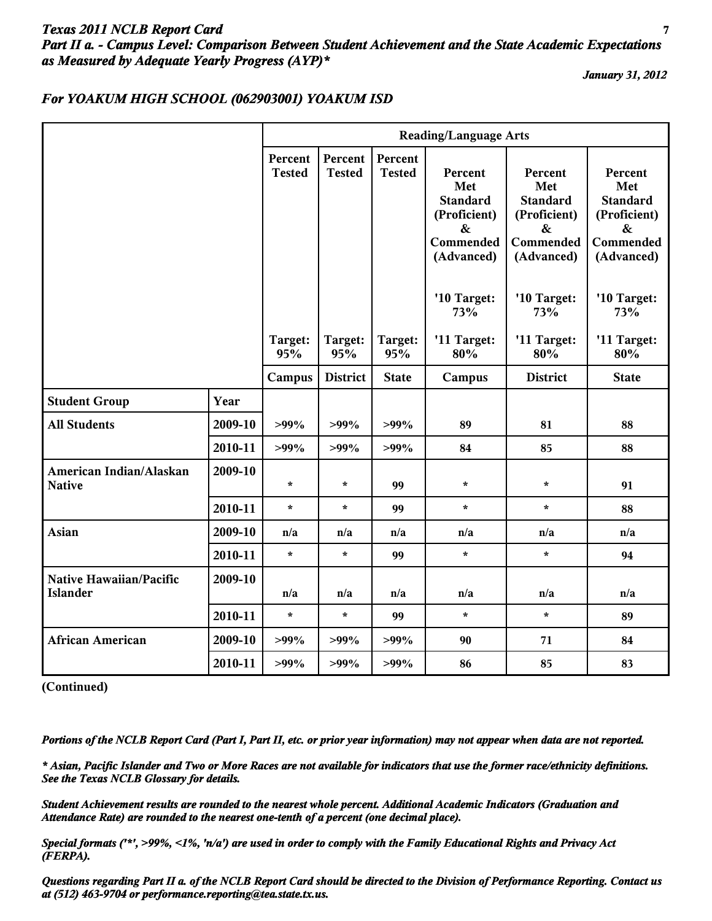# Texas 2011 NCLB Report Card

## Part II a. - Campus Level: Comparison Between Student Achievement and the State Academic Expectations as Measured by Adequate Yearly Progress (AYP)*

*January 31, 2012*

### For YOAKUM HIGH SCHOOL (062903001) YOAKUM ISD

| | | Reading/Language Arts | | | | | |
|---|---|---|---|---|---|---|---|
| | | Percent Tested<br><br>Target: 95% | Percent Tested<br><br>Target: 95% | Percent Tested<br><br>Target: 95% | Percent Met Standard (Proficient) & Commended (Advanced)<br><br>'10 Target: 73%<br><br>'11 Target: 80% | Percent Met Standard (Proficient) & Commended (Advanced)<br><br>'10 Target: 73%<br><br>'11 Target: 80% | Percent Met Standard (Proficient) & Commended (Advanced)<br><br>'10 Target: 73%<br><br>'11 Target: 80% |
| | | Campus | District | State | Campus | District | State |
| **Student Group** | **Year** | | | | | | |
| **All Students** | 2009-10 | >99% | >99% | >99% | 89 | 81 | 88 |
| | 2010-11 | >99% | >99% | >99% | 84 | 85 | 88 |
| **American Indian/Alaskan Native** | 2009-10 | * | * | 99 | * | * | 91 |
| | 2010-11 | * | * | 99 | * | * | 88 |
| **Asian** | 2009-10 | n/a | n/a | n/a | n/a | n/a | n/a |
| | 2010-11 | * | * | 99 | * | * | 94 |
| **Native Hawaiian/Pacific Islander** | 2009-10 | n/a | n/a | n/a | n/a | n/a | n/a |
| | 2010-11 | * | * | 99 | * | * | 89 |
| **African American** | 2009-10 | >99% | >99% | >99% | 90 | 71 | 84 |
| | 2010-11 | >99% | >99% | >99% | 86 | 85 | 83 |

**(Continued)**

*Portions of the NCLB Report Card (Part I, Part II, etc. or prior year information) may not appear when data are not reported.*

*\* Asian, Pacific Islander and Two or More Races are not available for indicators that use the former race/ethnicity definitions. See the Texas NCLB Glossary for details.*

*Student Achievement results are rounded to the nearest whole percent. Additional Academic Indicators (Graduation and Attendance Rate) are rounded to the nearest one-tenth of a percent (one decimal place).*

*Special formats ('*', >99%, <1%, 'n/a') are used in order to comply with the Family Educational Rights and Privacy Act (FERPA).*

*Questions regarding Part II a. of the NCLB Report Card should be directed to the Division of Performance Reporting. Contact us at (512) 463-9704 or performance.reporting@tea.state.tx.us.*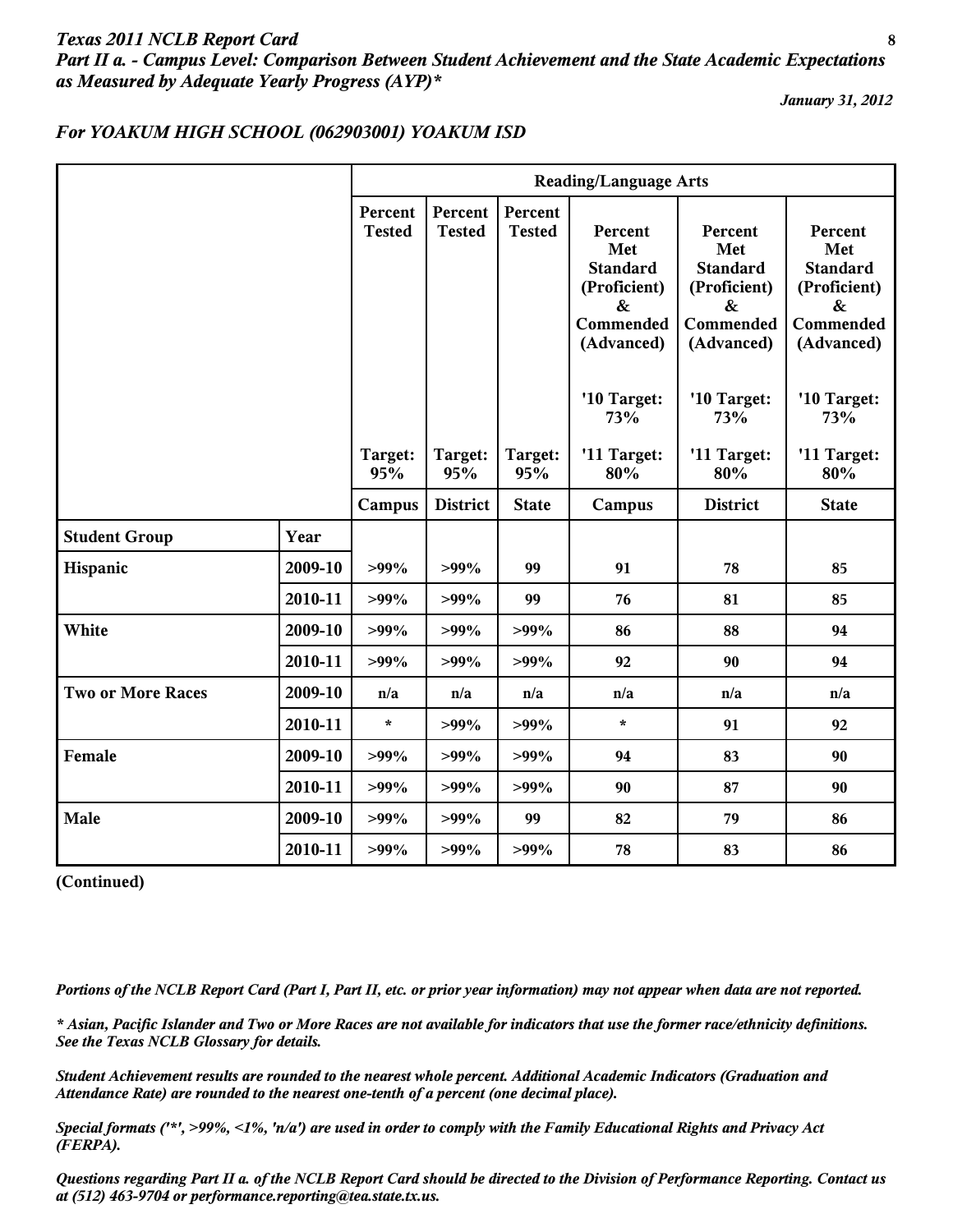*Texas 2011 NCLB Report Card*
***Part II a. - Campus Level: Comparison Between Student Achievement and the State Academic Expectations as Measured by Adequate Yearly Progress (AYP)****

***January 31, 2012***

## *For YOAKUM HIGH SCHOOL (062903001) YOAKUM ISD*

| | | Reading/Language Arts | | | | | |
|---|---|---|---|---|---|---|---|
| | | Percent Tested<br><br>Target: 95% | Percent Tested<br><br>Target: 95% | Percent Tested<br><br>Target: 95% | Percent Met Standard (Proficient) & Commended (Advanced)<br><br>'10 Target: 73%<br><br>'11 Target: 80% | Percent Met Standard (Proficient) & Commended (Advanced)<br><br>'10 Target: 73%<br><br>'11 Target: 80% | Percent Met Standard (Proficient) & Commended (Advanced)<br><br>'10 Target: 73%<br><br>'11 Target: 80% |
| | | Campus | District | State | Campus | District | State |
| **Student Group** | **Year** | | | | | | |
| **Hispanic** | 2009-10 | >99% | >99% | 99 | 91 | 78 | 85 |
| | 2010-11 | >99% | >99% | 99 | 76 | 81 | 85 |
| **White** | 2009-10 | >99% | >99% | >99% | 86 | 88 | 94 |
| | 2010-11 | >99% | >99% | >99% | 92 | 90 | 94 |
| **Two or More Races** | 2009-10 | n/a | n/a | n/a | n/a | n/a | n/a |
| | 2010-11 | * | >99% | >99% | * | 91 | 92 |
| **Female** | 2009-10 | >99% | >99% | >99% | 94 | 83 | 90 |
| | 2010-11 | >99% | >99% | >99% | 90 | 87 | 90 |
| **Male** | 2009-10 | >99% | >99% | 99 | 82 | 79 | 86 |
| | 2010-11 | >99% | >99% | >99% | 78 | 83 | 86 |

**(Continued)**

*Portions of the NCLB Report Card (Part I, Part II, etc. or prior year information) may not appear when data are not reported.*

*\* Asian, Pacific Islander and Two or More Races are not available for indicators that use the former race/ethnicity definitions. See the Texas NCLB Glossary for details.*

*Student Achievement results are rounded to the nearest whole percent. Additional Academic Indicators (Graduation and Attendance Rate) are rounded to the nearest one-tenth of a percent (one decimal place).*

*Special formats ('*', >99%, <1%, 'n/a') are used in order to comply with the Family Educational Rights and Privacy Act (FERPA).*

*Questions regarding Part II a. of the NCLB Report Card should be directed to the Division of Performance Reporting. Contact us at (512) 463-9704 or performance.reporting@tea.state.tx.us.*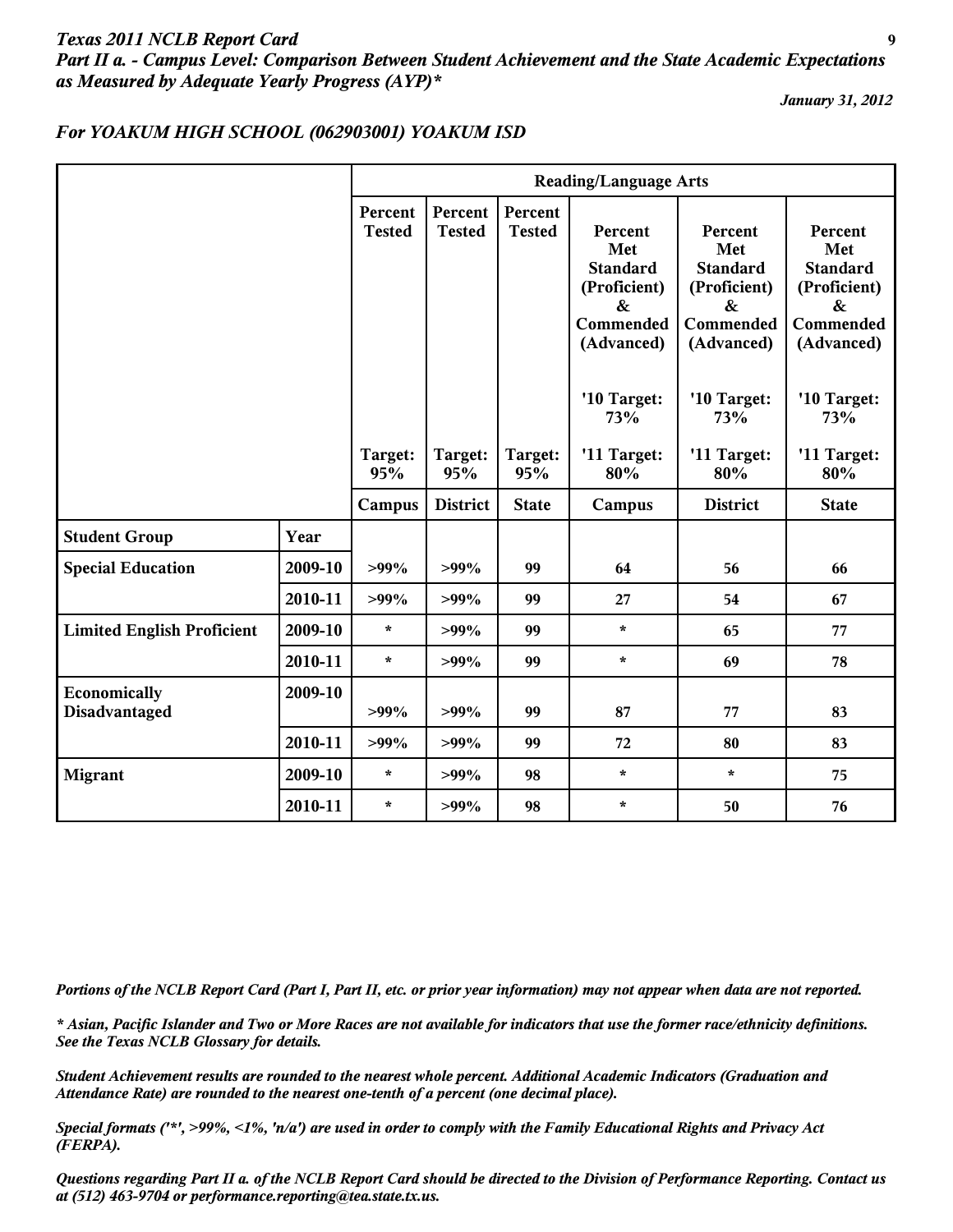*Texas 2011 NCLB Report Card*
***Part II a. - Campus Level: Comparison Between Student Achievement and the State Academic Expectations as Measured by Adequate Yearly Progress (AYP)****

*January 31, 2012*

## *For YOAKUM HIGH SCHOOL (062903001) YOAKUM ISD*

| | | Reading/Language Arts | | | | | |
|---|---|---|---|---|---|---|---|
| | | Percent Tested Target: 95% | Percent Tested Target: 95% | Percent Tested Target: 95% | Percent Met Standard (Proficient) & Commended (Advanced) '10 Target: 73% '11 Target: 80% | Percent Met Standard (Proficient) & Commended (Advanced) '10 Target: 73% '11 Target: 80% | Percent Met Standard (Proficient) & Commended (Advanced) '10 Target: 73% '11 Target: 80% |
| | | Campus | District | State | Campus | District | State |
| **Student Group** | **Year** | | | | | | |
| **Special Education** | 2009-10 | >99% | >99% | 99 | 64 | 56 | 66 |
| | 2010-11 | >99% | >99% | 99 | 27 | 54 | 67 |
| **Limited English Proficient** | 2009-10 | * | >99% | 99 | * | 65 | 77 |
| | 2010-11 | * | >99% | 99 | * | 69 | 78 |
| **Economically Disadvantaged** | 2009-10 | >99% | >99% | 99 | 87 | 77 | 83 |
| | 2010-11 | >99% | >99% | 99 | 72 | 80 | 83 |
| **Migrant** | 2009-10 | * | >99% | 98 | * | * | 75 |
| | 2010-11 | * | >99% | 98 | * | 50 | 76 |

*Portions of the NCLB Report Card (Part I, Part II, etc. or prior year information) may not appear when data are not reported.*

*\* Asian, Pacific Islander and Two or More Races are not available for indicators that use the former race/ethnicity definitions. See the Texas NCLB Glossary for details.*

*Student Achievement results are rounded to the nearest whole percent. Additional Academic Indicators (Graduation and Attendance Rate) are rounded to the nearest one-tenth of a percent (one decimal place).*

*Special formats ('*', >99%, <1%, 'n/a') are used in order to comply with the Family Educational Rights and Privacy Act (FERPA).*

*Questions regarding Part II a. of the NCLB Report Card should be directed to the Division of Performance Reporting. Contact us at (512) 463-9704 or performance.reporting@tea.state.tx.us.*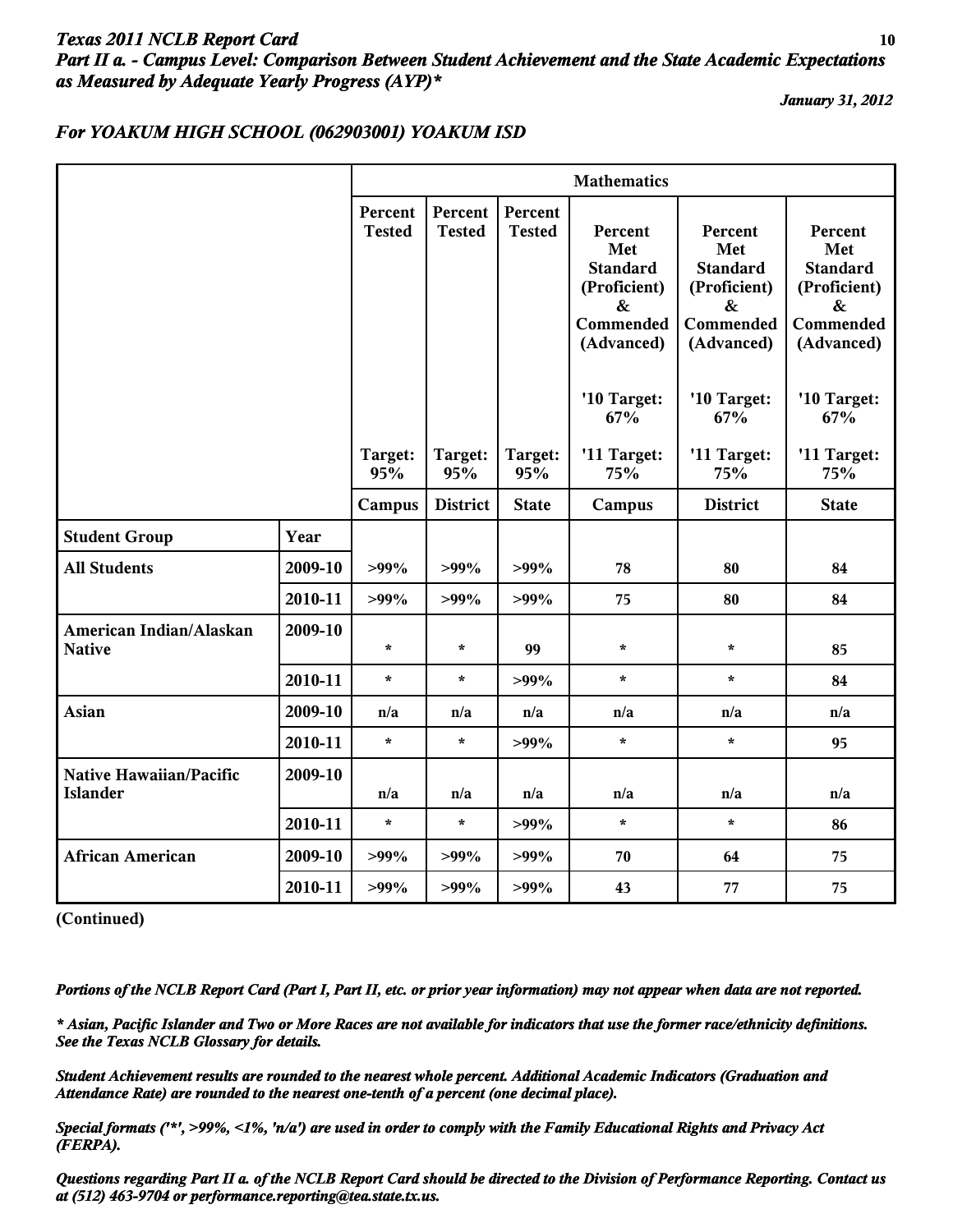# Texas 2011 NCLB Report Card

## Part II a. - Campus Level: Comparison Between Student Achievement and the State Academic Expectations as Measured by Adequate Yearly Progress (AYP)*

*January 31, 2012*

### For YOAKUM HIGH SCHOOL (062903001) YOAKUM ISD

| | | Mathematics | | | | | |
|---|---|---|---|---|---|---|---|
| | | Percent Tested<br><br>Target: 95% | Percent Tested<br><br>Target: 95% | Percent Tested<br><br>Target: 95% | Percent Met Standard (Proficient) & Commended (Advanced)<br><br>'10 Target: 67%<br><br>'11 Target: 75% | Percent Met Standard (Proficient) & Commended (Advanced)<br><br>'10 Target: 67%<br><br>'11 Target: 75% | Percent Met Standard (Proficient) & Commended (Advanced)<br><br>'10 Target: 67%<br><br>'11 Target: 75% |
| | | Campus | District | State | Campus | District | State |
| **Student Group** | **Year** | | | | | | |
| **All Students** | 2009-10 | >99% | >99% | >99% | 78 | 80 | 84 |
| | 2010-11 | >99% | >99% | >99% | 75 | 80 | 84 |
| **American Indian/Alaskan Native** | 2009-10 | * | * | 99 | * | * | 85 |
| | 2010-11 | * | * | >99% | * | * | 84 |
| **Asian** | 2009-10 | n/a | n/a | n/a | n/a | n/a | n/a |
| | 2010-11 | * | * | >99% | * | * | 95 |
| **Native Hawaiian/Pacific Islander** | 2009-10 | n/a | n/a | n/a | n/a | n/a | n/a |
| | 2010-11 | * | * | >99% | * | * | 86 |
| **African American** | 2009-10 | >99% | >99% | >99% | 70 | 64 | 75 |
| | 2010-11 | >99% | >99% | >99% | 43 | 77 | 75 |

**(Continued)**

*Portions of the NCLB Report Card (Part I, Part II, etc. or prior year information) may not appear when data are not reported.*

*** Asian, Pacific Islander and Two or More Races are not available for indicators that use the former race/ethnicity definitions. See the Texas NCLB Glossary for details.*

*Student Achievement results are rounded to the nearest whole percent. Additional Academic Indicators (Graduation and Attendance Rate) are rounded to the nearest one-tenth of a percent (one decimal place).*

*Special formats ('*', >99%, <1%, 'n/a') are used in order to comply with the Family Educational Rights and Privacy Act (FERPA).*

*Questions regarding Part II a. of the NCLB Report Card should be directed to the Division of Performance Reporting. Contact us at (512) 463-9704 or performance.reporting@tea.state.tx.us.*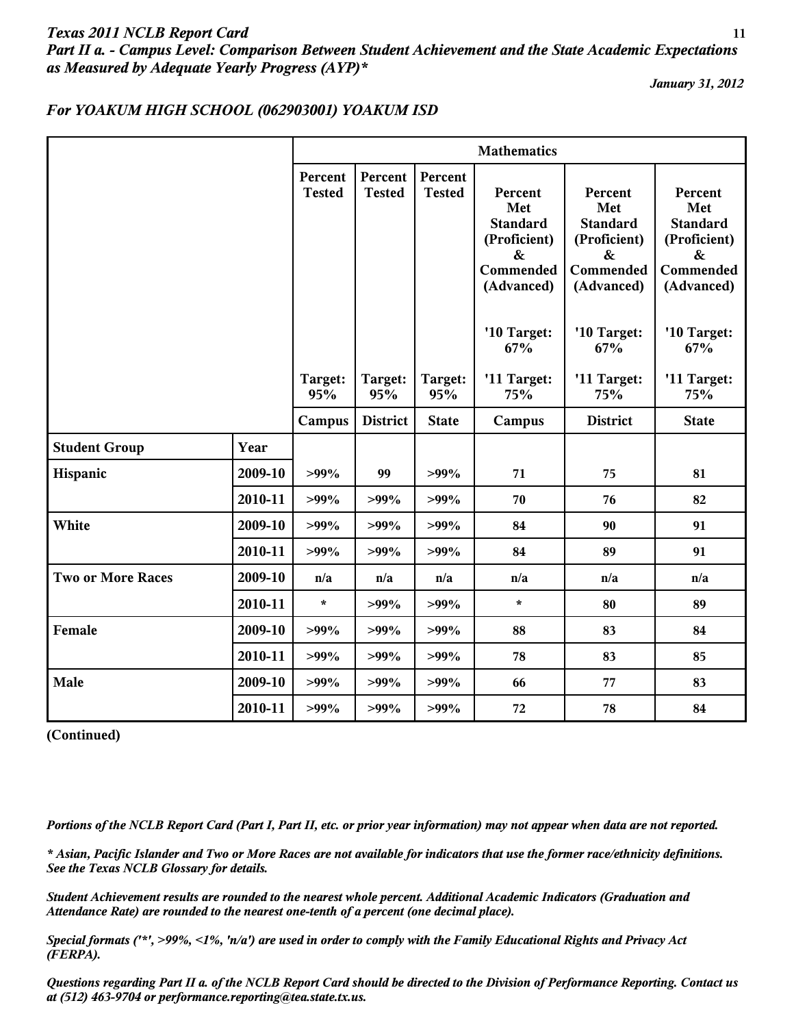*Texas 2011 NCLB Report Card*
***Part II a. - Campus Level: Comparison Between Student Achievement and the State Academic Expectations as Measured by Adequate Yearly Progress (AYP)****

***January 31, 2012***

### *For YOAKUM HIGH SCHOOL (062903001) YOAKUM ISD*

| | | Mathematics | | | | | |
|---|---|---|---|---|---|---|---|
| | | Percent Tested Target: 95% | Percent Tested Target: 95% | Percent Tested Target: 95% | Percent Met Standard (Proficient) & Commended (Advanced) '10 Target: 67% '11 Target: 75% | Percent Met Standard (Proficient) & Commended (Advanced) '10 Target: 67% '11 Target: 75% | Percent Met Standard (Proficient) & Commended (Advanced) '10 Target: 67% '11 Target: 75% |
| | | Campus | District | State | Campus | District | State |
| **Student Group** | **Year** | | | | | | |
| **Hispanic** | 2009-10 | >99% | 99 | >99% | 71 | 75 | 81 |
| | 2010-11 | >99% | >99% | >99% | 70 | 76 | 82 |
| **White** | 2009-10 | >99% | >99% | >99% | 84 | 90 | 91 |
| | 2010-11 | >99% | >99% | >99% | 84 | 89 | 91 |
| **Two or More Races** | 2009-10 | n/a | n/a | n/a | n/a | n/a | n/a |
| | 2010-11 | * | >99% | >99% | * | 80 | 89 |
| **Female** | 2009-10 | >99% | >99% | >99% | 88 | 83 | 84 |
| | 2010-11 | >99% | >99% | >99% | 78 | 83 | 85 |
| **Male** | 2009-10 | >99% | >99% | >99% | 66 | 77 | 83 |
| | 2010-11 | >99% | >99% | >99% | 72 | 78 | 84 |

**(Continued)**

*Portions of the NCLB Report Card (Part I, Part II, etc. or prior year information) may not appear when data are not reported.*

*\* Asian, Pacific Islander and Two or More Races are not available for indicators that use the former race/ethnicity definitions. See the Texas NCLB Glossary for details.*

*Student Achievement results are rounded to the nearest whole percent. Additional Academic Indicators (Graduation and Attendance Rate) are rounded to the nearest one-tenth of a percent (one decimal place).*

*Special formats ('*', >99%, <1%, 'n/a') are used in order to comply with the Family Educational Rights and Privacy Act (FERPA).*

*Questions regarding Part II a. of the NCLB Report Card should be directed to the Division of Performance Reporting. Contact us at (512) 463-9704 or performance.reporting@tea.state.tx.us.*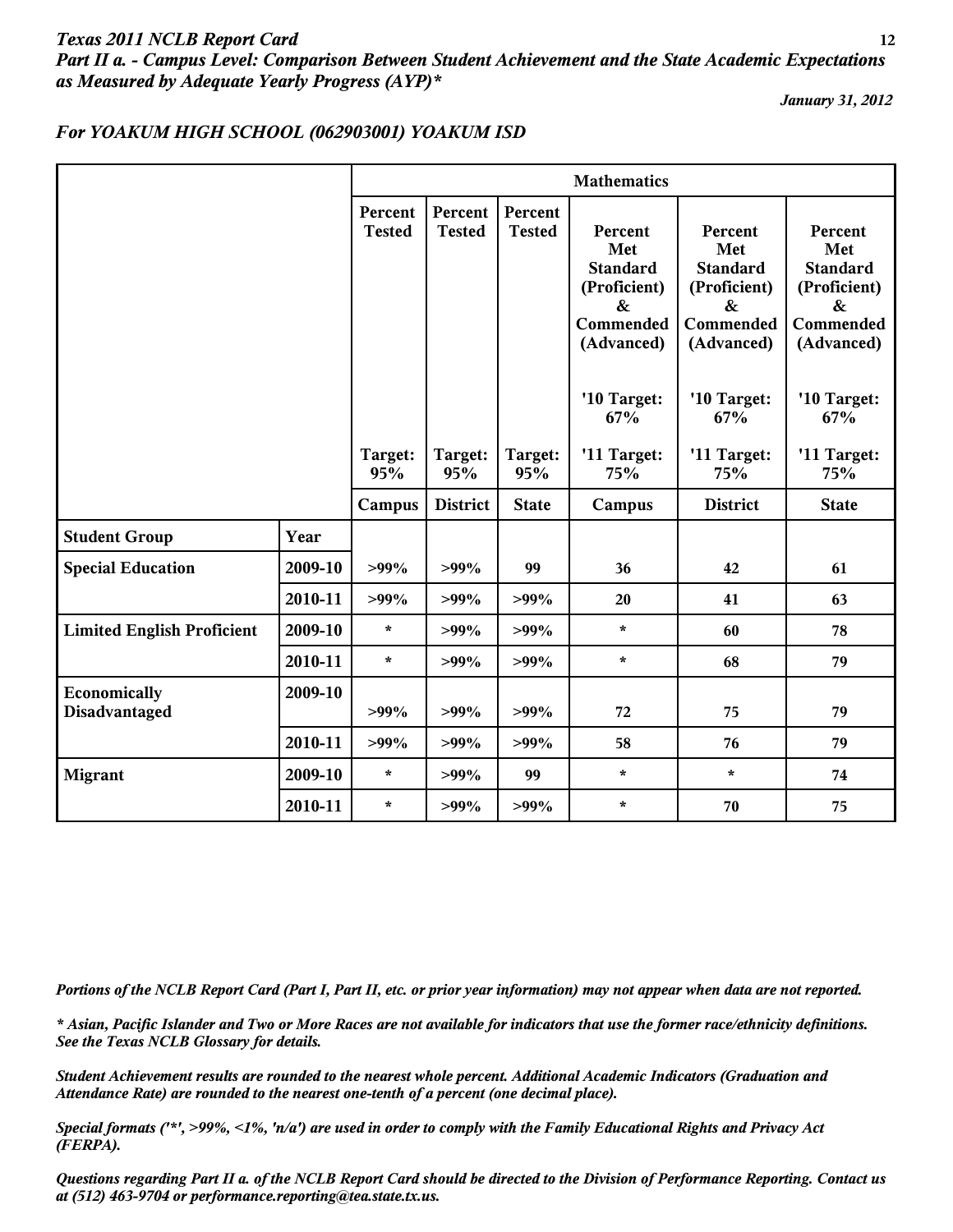*Texas 2011 NCLB Report Card*
***Part II a. - Campus Level: Comparison Between Student Achievement and the State Academic Expectations as Measured by Adequate Yearly Progress (AYP)****

*January 31, 2012*

***For YOAKUM HIGH SCHOOL (062903001) YOAKUM ISD***

| | | Mathematics | | | | | |
|---|---|---|---|---|---|---|---|
| | | Percent Tested<br><br>Target: 95% | Percent Tested<br><br>Target: 95% | Percent Tested<br><br>Target: 95% | Percent Met Standard (Proficient) & Commended (Advanced)<br><br>'10 Target: 67%<br><br>'11 Target: 75% | Percent Met Standard (Proficient) & Commended (Advanced)<br><br>'10 Target: 67%<br><br>'11 Target: 75% | Percent Met Standard (Proficient) & Commended (Advanced)<br><br>'10 Target: 67%<br><br>'11 Target: 75% |
| | | Campus | District | State | Campus | District | State |
| **Student Group** | **Year** | | | | | | |
| **Special Education** | 2009-10 | >99% | >99% | 99 | 36 | 42 | 61 |
| | 2010-11 | >99% | >99% | >99% | 20 | 41 | 63 |
| **Limited English Proficient** | 2009-10 | * | >99% | >99% | * | 60 | 78 |
| | 2010-11 | * | >99% | >99% | * | 68 | 79 |
| **Economically Disadvantaged** | 2009-10 | >99% | >99% | >99% | 72 | 75 | 79 |
| | 2010-11 | >99% | >99% | >99% | 58 | 76 | 79 |
| **Migrant** | 2009-10 | * | >99% | 99 | * | * | 74 |
| | 2010-11 | * | >99% | >99% | * | 70 | 75 |

*Portions of the NCLB Report Card (Part I, Part II, etc. or prior year information) may not appear when data are not reported.*

*\* Asian, Pacific Islander and Two or More Races are not available for indicators that use the former race/ethnicity definitions. See the Texas NCLB Glossary for details.*

*Student Achievement results are rounded to the nearest whole percent. Additional Academic Indicators (Graduation and Attendance Rate) are rounded to the nearest one-tenth of a percent (one decimal place).*

*Special formats ('*', >99%, <1%, 'n/a') are used in order to comply with the Family Educational Rights and Privacy Act (FERPA).*

*Questions regarding Part II a. of the NCLB Report Card should be directed to the Division of Performance Reporting. Contact us at (512) 463-9704 or performance.reporting@tea.state.tx.us.*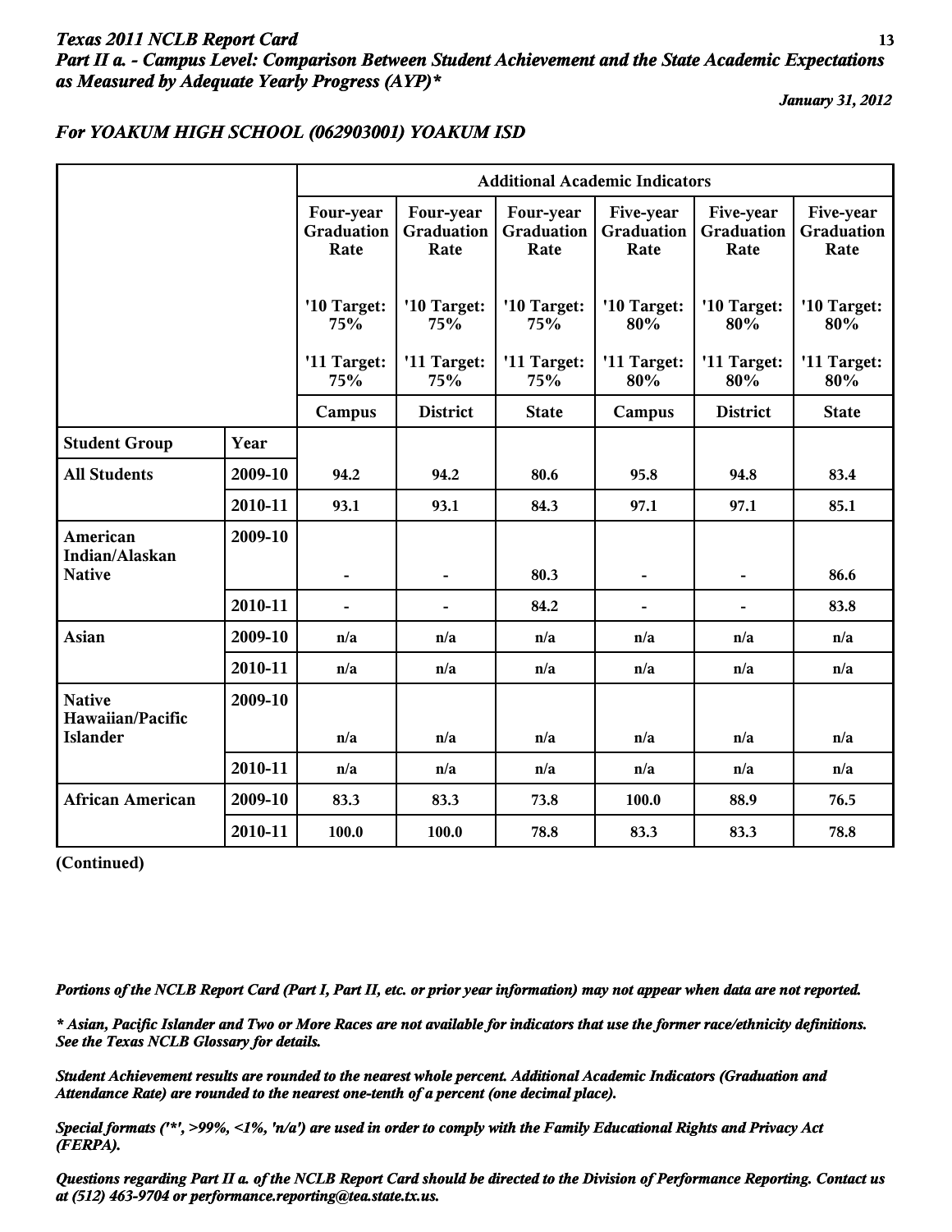*Texas 2011 NCLB Report Card*
*Part II a. - Campus Level: Comparison Between Student Achievement and the State Academic Expectations as Measured by Adequate Yearly Progress (AYP)**

*January 31, 2012*

### *For YOAKUM HIGH SCHOOL (062903001) YOAKUM ISD*

| | | Additional Academic Indicators | | | | | |
|---|---|---|---|---|---|---|---|
| | | Four-year Graduation Rate | Four-year Graduation Rate | Four-year Graduation Rate | Five-year Graduation Rate | Five-year Graduation Rate | Five-year Graduation Rate |
| | | '10 Target: 75% | '10 Target: 75% | '10 Target: 75% | '10 Target: 80% | '10 Target: 80% | '10 Target: 80% |
| | | '11 Target: 75% | '11 Target: 75% | '11 Target: 75% | '11 Target: 80% | '11 Target: 80% | '11 Target: 80% |
| | | Campus | District | State | Campus | District | State |
| **Student Group** | **Year** | | | | | | |
| **All Students** | 2009-10 | 94.2 | 94.2 | 80.6 | 95.8 | 94.8 | 83.4 |
| | 2010-11 | 93.1 | 93.1 | 84.3 | 97.1 | 97.1 | 85.1 |
| **American Indian/Alaskan Native** | 2009-10 | - | - | 80.3 | - | - | 86.6 |
| | 2010-11 | - | - | 84.2 | - | - | 83.8 |
| **Asian** | 2009-10 | n/a | n/a | n/a | n/a | n/a | n/a |
| | 2010-11 | n/a | n/a | n/a | n/a | n/a | n/a |
| **Native Hawaiian/Pacific Islander** | 2009-10 | n/a | n/a | n/a | n/a | n/a | n/a |
| | 2010-11 | n/a | n/a | n/a | n/a | n/a | n/a |
| **African American** | 2009-10 | 83.3 | 83.3 | 73.8 | 100.0 | 88.9 | 76.5 |
| | 2010-11 | 100.0 | 100.0 | 78.8 | 83.3 | 83.3 | 78.8 |

**(Continued)**

*Portions of the NCLB Report Card (Part I, Part II, etc. or prior year information) may not appear when data are not reported.*

** Asian, Pacific Islander and Two or More Races are not available for indicators that use the former race/ethnicity definitions. See the Texas NCLB Glossary for details.*

*Student Achievement results are rounded to the nearest whole percent. Additional Academic Indicators (Graduation and Attendance Rate) are rounded to the nearest one-tenth of a percent (one decimal place).*

*Special formats ('*', >99%, <1%, 'n/a') are used in order to comply with the Family Educational Rights and Privacy Act (FERPA).*

*Questions regarding Part II a. of the NCLB Report Card should be directed to the Division of Performance Reporting. Contact us at (512) 463-9704 or performance.reporting@tea.state.tx.us.*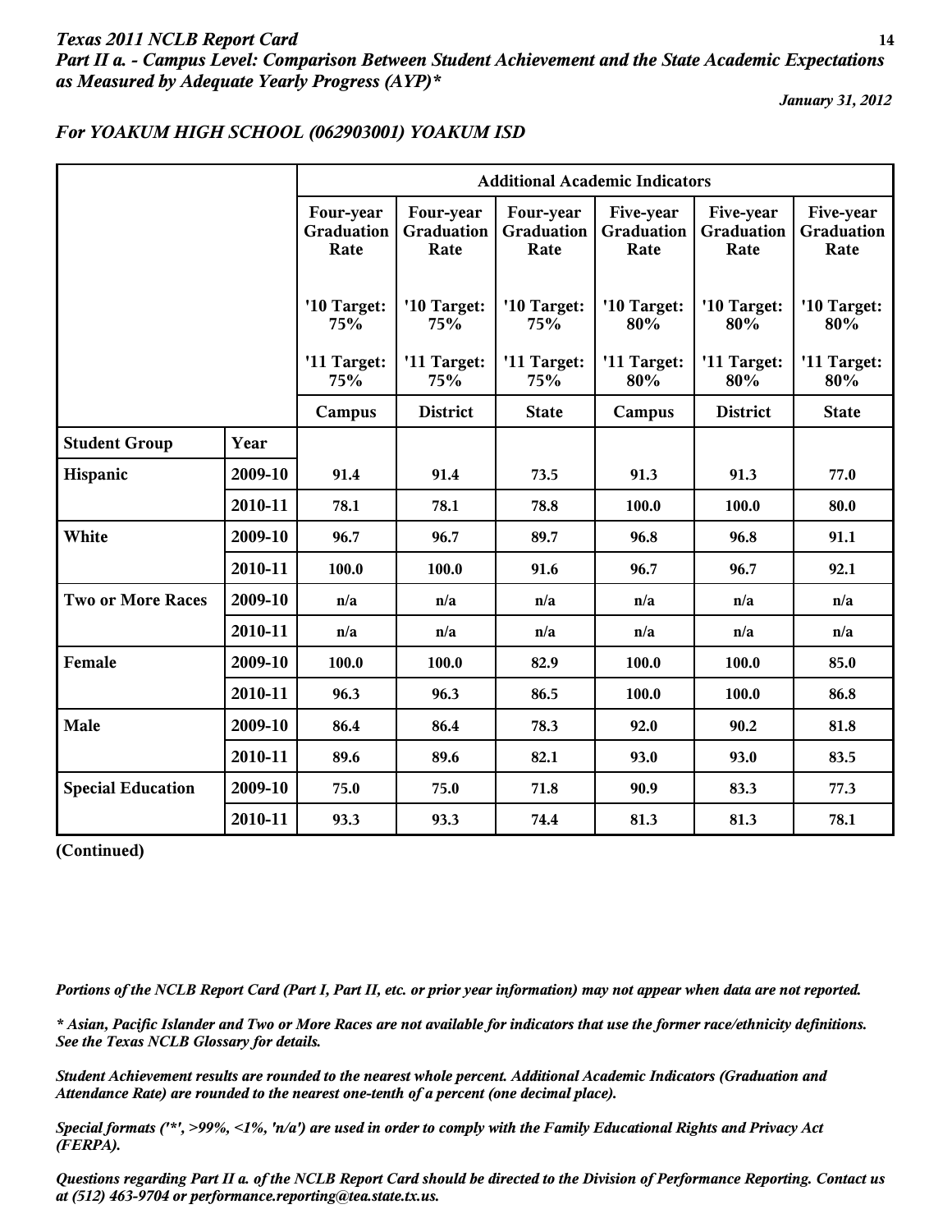*Texas 2011 NCLB Report Card*

## *Part II a. - Campus Level: Comparison Between Student Achievement and the State Academic Expectations as Measured by Adequate Yearly Progress (AYP)**

*January 31, 2012*

### *For YOAKUM HIGH SCHOOL (062903001) YOAKUM ISD*

| | | Additional Academic Indicators | | | | | |
|---|---|---|---|---|---|---|---|
| | | Four-year Graduation Rate | Four-year Graduation Rate | Four-year Graduation Rate | Five-year Graduation Rate | Five-year Graduation Rate | Five-year Graduation Rate |
| | | '10 Target: 75% | '10 Target: 75% | '10 Target: 75% | '10 Target: 80% | '10 Target: 80% | '10 Target: 80% |
| | | '11 Target: 75% | '11 Target: 75% | '11 Target: 75% | '11 Target: 80% | '11 Target: 80% | '11 Target: 80% |
| | | Campus | District | State | Campus | District | State |
| **Student Group** | **Year** | | | | | | |
| **Hispanic** | 2009-10 | 91.4 | 91.4 | 73.5 | 91.3 | 91.3 | 77.0 |
| | 2010-11 | 78.1 | 78.1 | 78.8 | 100.0 | 100.0 | 80.0 |
| **White** | 2009-10 | 96.7 | 96.7 | 89.7 | 96.8 | 96.8 | 91.1 |
| | 2010-11 | 100.0 | 100.0 | 91.6 | 96.7 | 96.7 | 92.1 |
| **Two or More Races** | 2009-10 | n/a | n/a | n/a | n/a | n/a | n/a |
| | 2010-11 | n/a | n/a | n/a | n/a | n/a | n/a |
| **Female** | 2009-10 | 100.0 | 100.0 | 82.9 | 100.0 | 100.0 | 85.0 |
| | 2010-11 | 96.3 | 96.3 | 86.5 | 100.0 | 100.0 | 86.8 |
| **Male** | 2009-10 | 86.4 | 86.4 | 78.3 | 92.0 | 90.2 | 81.8 |
| | 2010-11 | 89.6 | 89.6 | 82.1 | 93.0 | 93.0 | 83.5 |
| **Special Education** | 2009-10 | 75.0 | 75.0 | 71.8 | 90.9 | 83.3 | 77.3 |
| | 2010-11 | 93.3 | 93.3 | 74.4 | 81.3 | 81.3 | 78.1 |

**(Continued)**

*Portions of the NCLB Report Card (Part I, Part II, etc. or prior year information) may not appear when data are not reported.*

*\* Asian, Pacific Islander and Two or More Races are not available for indicators that use the former race/ethnicity definitions. See the Texas NCLB Glossary for details.*

*Student Achievement results are rounded to the nearest whole percent. Additional Academic Indicators (Graduation and Attendance Rate) are rounded to the nearest one-tenth of a percent (one decimal place).*

*Special formats ('\*', >99%, <1%, 'n/a') are used in order to comply with the Family Educational Rights and Privacy Act (FERPA).*

*Questions regarding Part II a. of the NCLB Report Card should be directed to the Division of Performance Reporting. Contact us at (512) 463-9704 or performance.reporting@tea.state.tx.us.*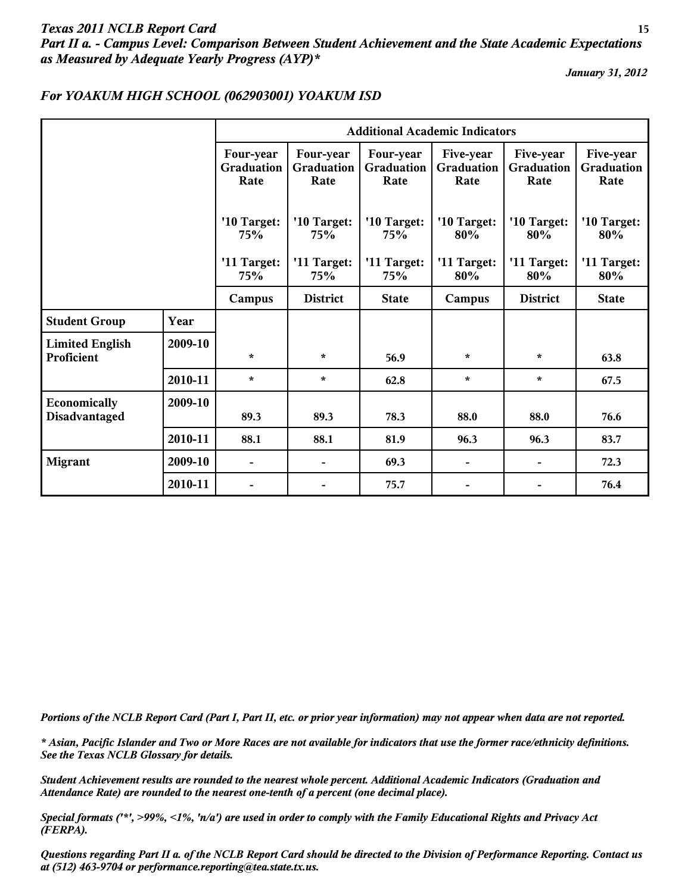## Texas 2011 NCLB Report Card

### Part II a. - Campus Level: Comparison Between Student Achievement and the State Academic Expectations as Measured by Adequate Yearly Progress (AYP)*

*January 31, 2012*

### For YOAKUM HIGH SCHOOL (062903001) YOAKUM ISD

| | | Additional Academic Indicators | | | | | |
|---|---|---|---|---|---|---|---|
| | | Four-year Graduation Rate | Four-year Graduation Rate | Four-year Graduation Rate | Five-year Graduation Rate | Five-year Graduation Rate | Five-year Graduation Rate |
| | | '10 Target: 75% | '10 Target: 75% | '10 Target: 75% | '10 Target: 80% | '10 Target: 80% | '10 Target: 80% |
| | | '11 Target: 75% | '11 Target: 75% | '11 Target: 75% | '11 Target: 80% | '11 Target: 80% | '11 Target: 80% |
| | | Campus | District | State | Campus | District | State |
| **Student Group** | **Year** | | | | | | |
| **Limited English Proficient** | 2009-10 | * | * | 56.9 | * | * | 63.8 |
| | 2010-11 | * | * | 62.8 | * | * | 67.5 |
| **Economically Disadvantaged** | 2009-10 | 89.3 | 89.3 | 78.3 | 88.0 | 88.0 | 76.6 |
| | 2010-11 | 88.1 | 88.1 | 81.9 | 96.3 | 96.3 | 83.7 |
| **Migrant** | 2009-10 | - | - | 69.3 | - | - | 72.3 |
| | 2010-11 | - | - | 75.7 | - | - | 76.4 |

*Portions of the NCLB Report Card (Part I, Part II, etc. or prior year information) may not appear when data are not reported.*

** Asian, Pacific Islander and Two or More Races are not available for indicators that use the former race/ethnicity definitions. See the Texas NCLB Glossary for details.*

*Student Achievement results are rounded to the nearest whole percent. Additional Academic Indicators (Graduation and Attendance Rate) are rounded to the nearest one-tenth of a percent (one decimal place).*

*Special formats ('*', >99%, <1%, 'n/a') are used in order to comply with the Family Educational Rights and Privacy Act (FERPA).*

*Questions regarding Part II a. of the NCLB Report Card should be directed to the Division of Performance Reporting. Contact us at (512) 463-9704 or performance.reporting@tea.state.tx.us.*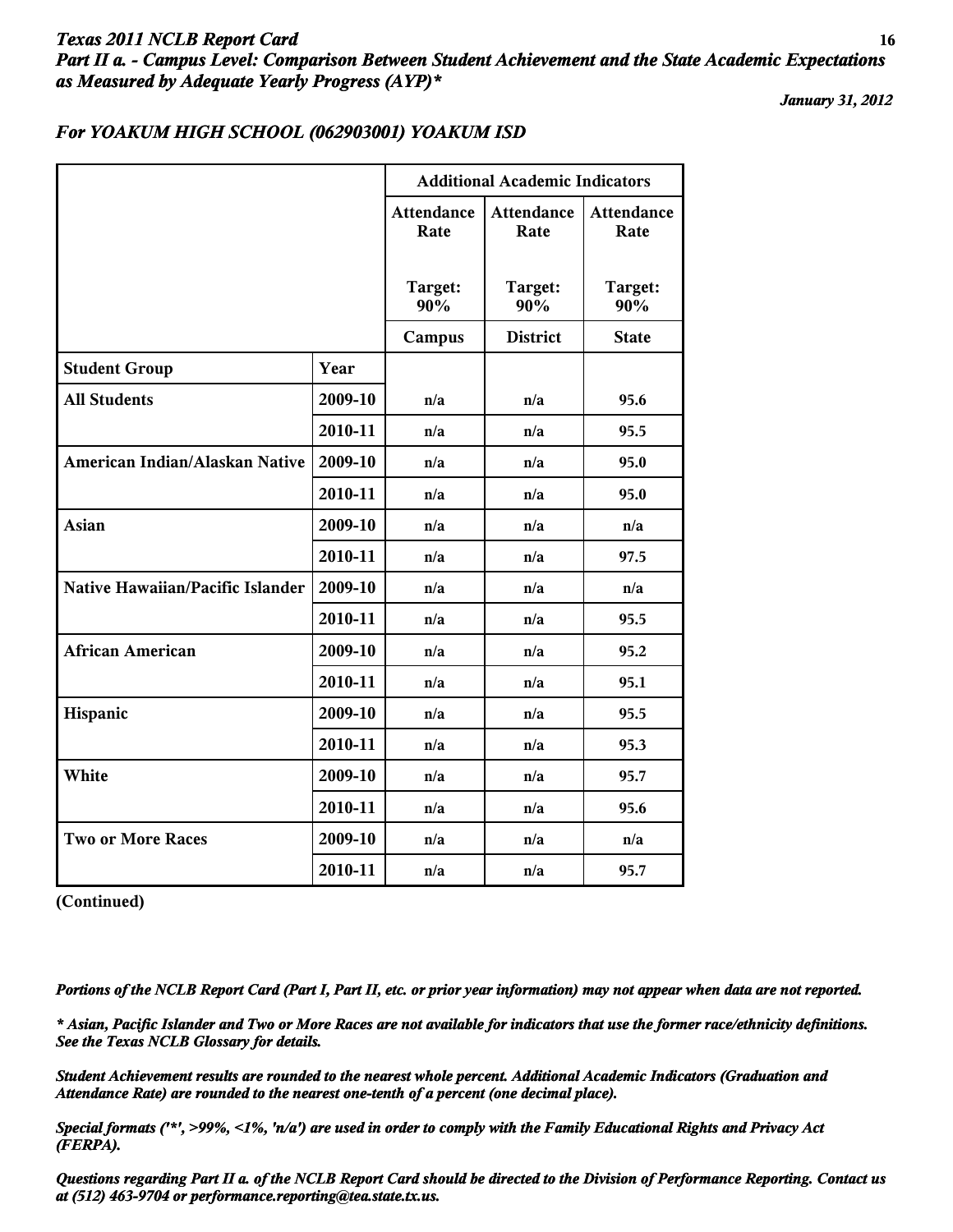*Texas 2011 NCLB Report Card*
*Part II a. - Campus Level: Comparison Between Student Achievement and the State Academic Expectations as Measured by Adequate Yearly Progress (AYP)**

*January 31, 2012*

## *For YOAKUM HIGH SCHOOL (062903001) YOAKUM ISD*

| | | Additional Academic Indicators | | |
|---|---|---|---|---|
| | | Attendance Rate Target: 90% | Attendance Rate Target: 90% | Attendance Rate Target: 90% |
| | | Campus | District | State |
| **Student Group** | **Year** | | | |
| **All Students** | 2009-10 | n/a | n/a | 95.6 |
| | 2010-11 | n/a | n/a | 95.5 |
| **American Indian/Alaskan Native** | 2009-10 | n/a | n/a | 95.0 |
| | 2010-11 | n/a | n/a | 95.0 |
| **Asian** | 2009-10 | n/a | n/a | n/a |
| | 2010-11 | n/a | n/a | 97.5 |
| **Native Hawaiian/Pacific Islander** | 2009-10 | n/a | n/a | n/a |
| | 2010-11 | n/a | n/a | 95.5 |
| **African American** | 2009-10 | n/a | n/a | 95.2 |
| | 2010-11 | n/a | n/a | 95.1 |
| **Hispanic** | 2009-10 | n/a | n/a | 95.5 |
| | 2010-11 | n/a | n/a | 95.3 |
| **White** | 2009-10 | n/a | n/a | 95.7 |
| | 2010-11 | n/a | n/a | 95.6 |
| **Two or More Races** | 2009-10 | n/a | n/a | n/a |
| | 2010-11 | n/a | n/a | 95.7 |

**(Continued)**

*Portions of the NCLB Report Card (Part I, Part II, etc. or prior year information) may not appear when data are not reported.*

** Asian, Pacific Islander and Two or More Races are not available for indicators that use the former race/ethnicity definitions. See the Texas NCLB Glossary for details.*

*Student Achievement results are rounded to the nearest whole percent. Additional Academic Indicators (Graduation and Attendance Rate) are rounded to the nearest one-tenth of a percent (one decimal place).*

*Special formats ('*', >99%, <1%, 'n/a') are used in order to comply with the Family Educational Rights and Privacy Act (FERPA).*

*Questions regarding Part II a. of the NCLB Report Card should be directed to the Division of Performance Reporting. Contact us at (512) 463-9704 or performance.reporting@tea.state.tx.us.*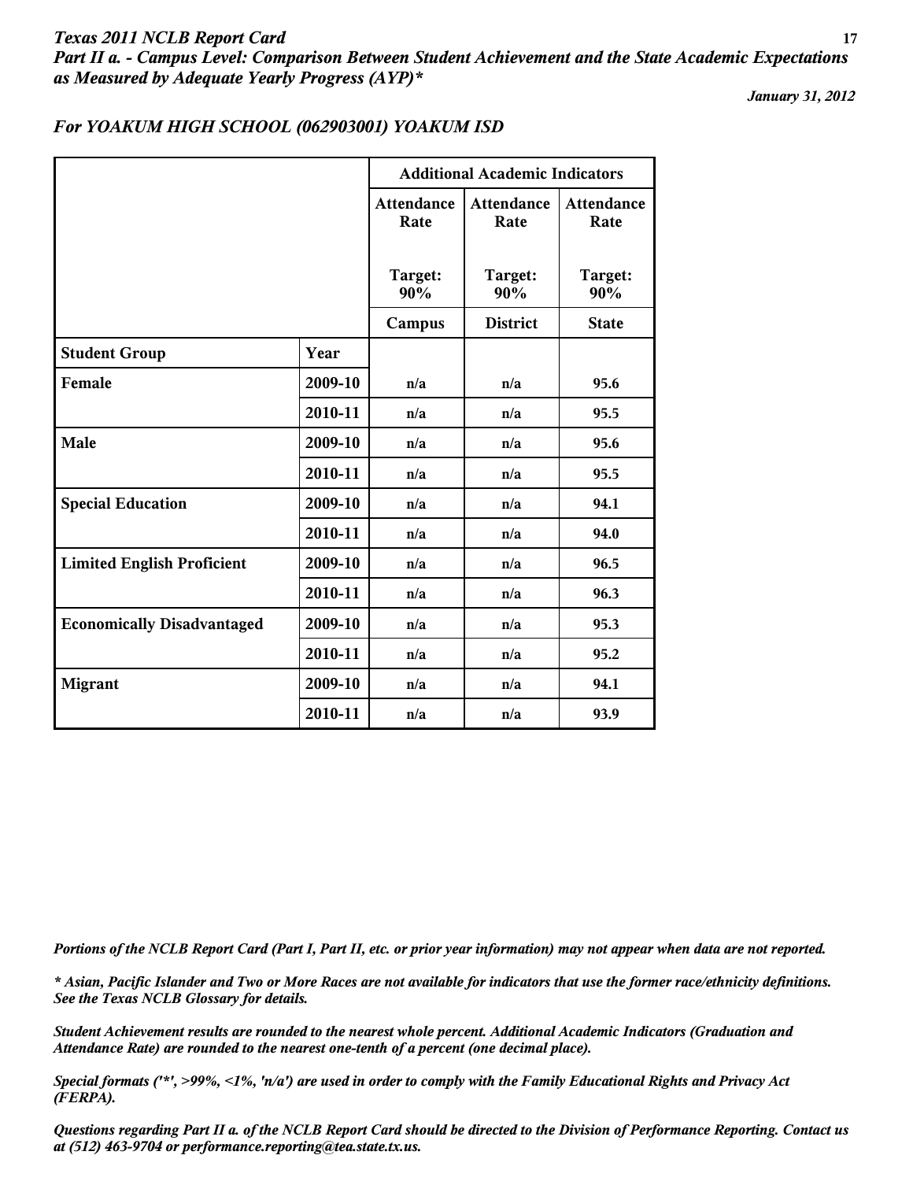*Texas 2011 NCLB Report Card*
***Part II a. - Campus Level: Comparison Between Student Achievement and the State Academic Expectations as Measured by Adequate Yearly Progress (AYP)****

*January 31, 2012*

### *For YOAKUM HIGH SCHOOL (062903001) YOAKUM ISD*

| | | Additional Academic Indicators | | |
|---|---|---|---|---|
| | | Attendance Rate<br><br>Target: 90% | Attendance Rate<br><br>Target: 90% | Attendance Rate<br><br>Target: 90% |
| | | Campus | District | State |
| **Student Group** | **Year** | | | |
| **Female** | 2009-10 | n/a | n/a | 95.6 |
| | 2010-11 | n/a | n/a | 95.5 |
| **Male** | 2009-10 | n/a | n/a | 95.6 |
| | 2010-11 | n/a | n/a | 95.5 |
| **Special Education** | 2009-10 | n/a | n/a | 94.1 |
| | 2010-11 | n/a | n/a | 94.0 |
| **Limited English Proficient** | 2009-10 | n/a | n/a | 96.5 |
| | 2010-11 | n/a | n/a | 96.3 |
| **Economically Disadvantaged** | 2009-10 | n/a | n/a | 95.3 |
| | 2010-11 | n/a | n/a | 95.2 |
| **Migrant** | 2009-10 | n/a | n/a | 94.1 |
| | 2010-11 | n/a | n/a | 93.9 |

*Portions of the NCLB Report Card (Part I, Part II, etc. or prior year information) may not appear when data are not reported.*

** Asian, Pacific Islander and Two or More Races are not available for indicators that use the former race/ethnicity definitions. See the Texas NCLB Glossary for details.*

*Student Achievement results are rounded to the nearest whole percent. Additional Academic Indicators (Graduation and Attendance Rate) are rounded to the nearest one-tenth of a percent (one decimal place).*

*Special formats ('*', >99%, <1%, 'n/a') are used in order to comply with the Family Educational Rights and Privacy Act (FERPA).*

*Questions regarding Part II a. of the NCLB Report Card should be directed to the Division of Performance Reporting. Contact us at (512) 463-9704 or performance.reporting@tea.state.tx.us.*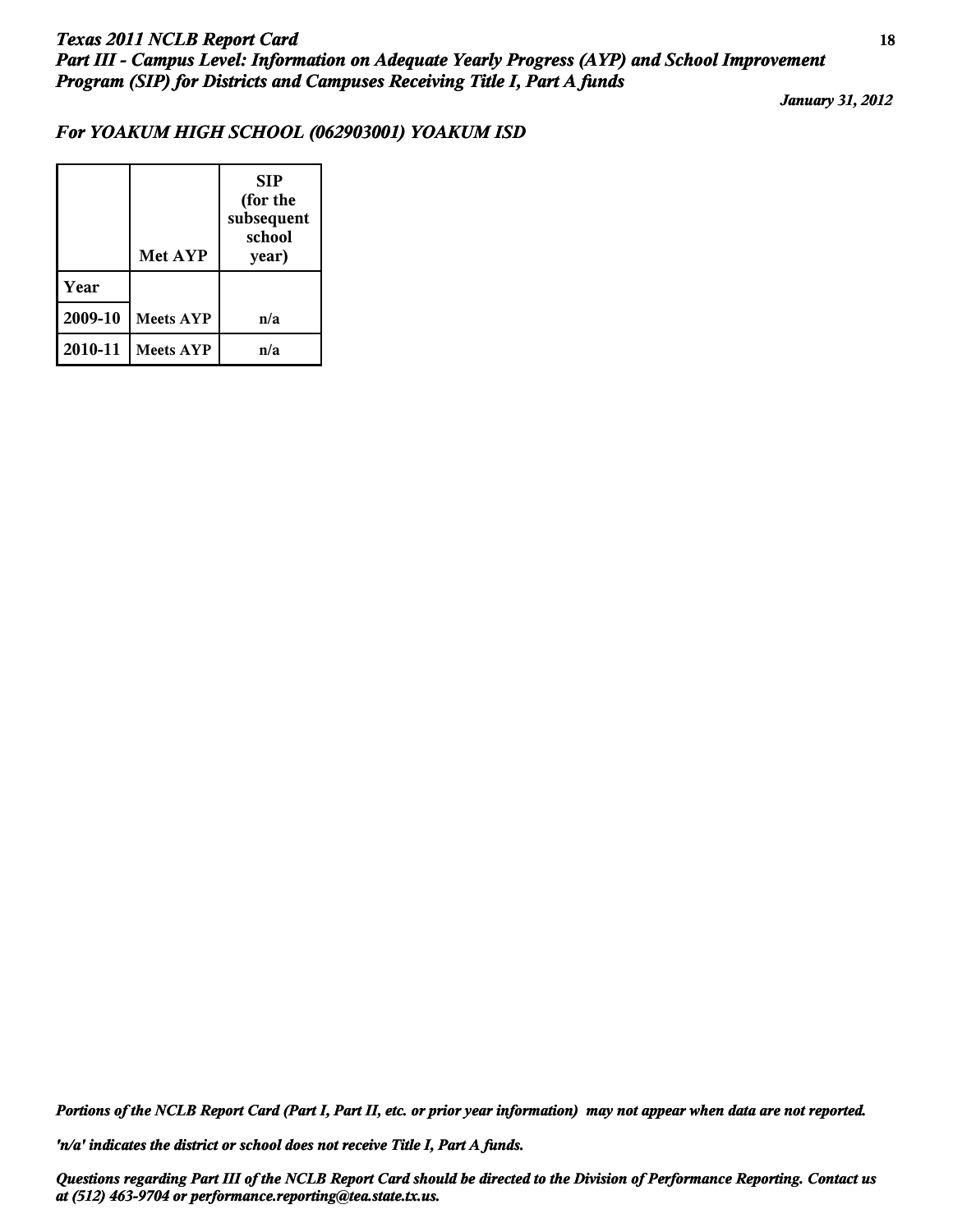*For YOAKUM HIGH SCHOOL (062903001) YOAKUM ISD*

| | Met AYP | SIP (for the subsequent school year) |
|---|---|---|
| Year | | |
| 2009-10 | Meets AYP | n/a |
| 2010-11 | Meets AYP | n/a |

*Portions of the NCLB Report Card (Part I, Part II, etc. or prior year information) may not appear when data are not reported.*

*'n/a' indicates the district or school does not receive Title I, Part A funds.*

*Questions regarding Part III of the NCLB Report Card should be directed to the Division of Performance Reporting. Contact us at (512) 463-9704 or performance.reporting@tea.state.tx.us.*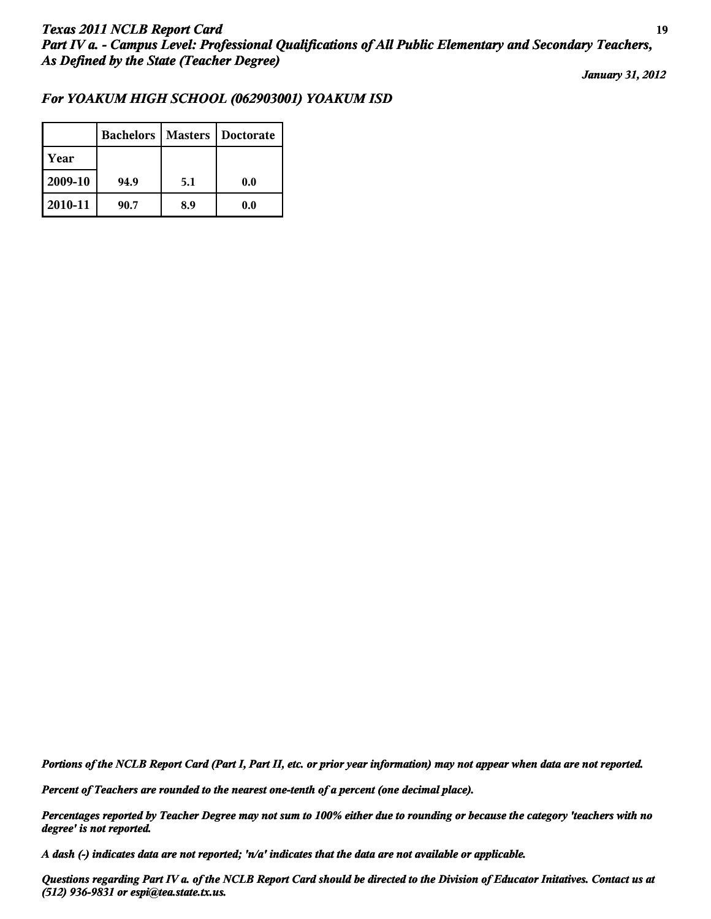# Texas 2011 NCLB Report Card

## Part IV a. - Campus Level: Professional Qualifications of All Public Elementary and Secondary Teachers, As Defined by the State (Teacher Degree)

*January 31, 2012*

### For YOAKUM HIGH SCHOOL (062903001) YOAKUM ISD

| | Bachelors | Masters | Doctorate |
|---|---|---|---|
| Year | | | |
| 2009-10 | 94.9 | 5.1 | 0.0 |
| 2010-11 | 90.7 | 8.9 | 0.0 |

*Portions of the NCLB Report Card (Part I, Part II, etc. or prior year information) may not appear when data are not reported.*

*Percent of Teachers are rounded to the nearest one-tenth of a percent (one decimal place).*

*Percentages reported by Teacher Degree may not sum to 100% either due to rounding or because the category 'teachers with no degree' is not reported.*

*A dash (-) indicates data are not reported; 'n/a' indicates that the data are not available or applicable.*

*Questions regarding Part IV a. of the NCLB Report Card should be directed to the Division of Educator Initatives. Contact us at (512) 936-9831 or espi@tea.state.tx.us.*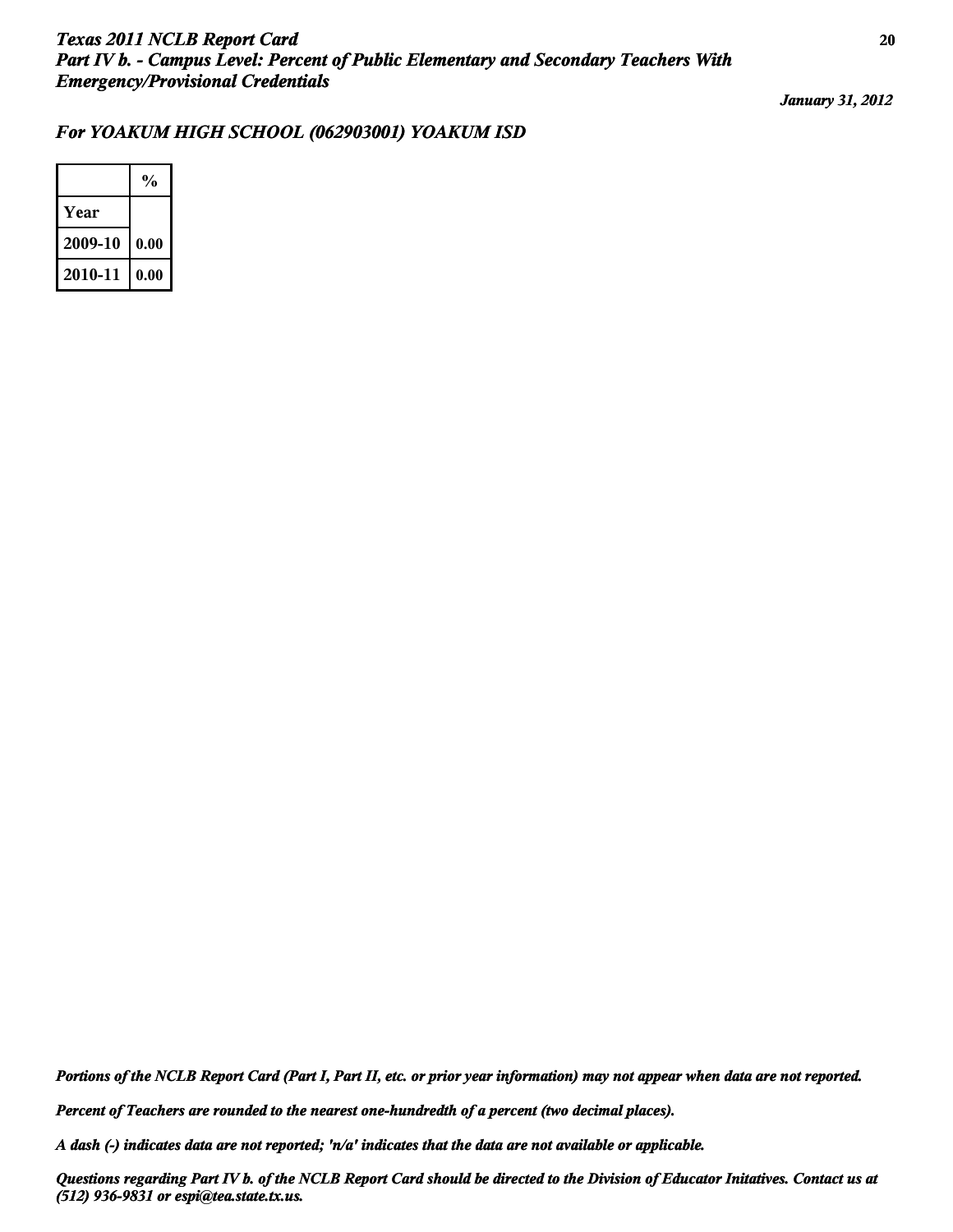# Texas 2011 NCLB Report Card

## Part IV b. - Campus Level: Percent of Public Elementary and Secondary Teachers With Emergency/Provisional Credentials

*January 31, 2012*

### For YOAKUM HIGH SCHOOL (062903001) YOAKUM ISD

| | % |
|---|---|
| Year | |
| 2009-10 | 0.00 |
| 2010-11 | 0.00 |

*Portions of the NCLB Report Card (Part I, Part II, etc. or prior year information) may not appear when data are not reported.*

*Percent of Teachers are rounded to the nearest one-hundredth of a percent (two decimal places).*

*A dash (-) indicates data are not reported; 'n/a' indicates that the data are not available or applicable.*

*Questions regarding Part IV b. of the NCLB Report Card should be directed to the Division of Educator Initatives. Contact us at (512) 936-9831 or espi@tea.state.tx.us.*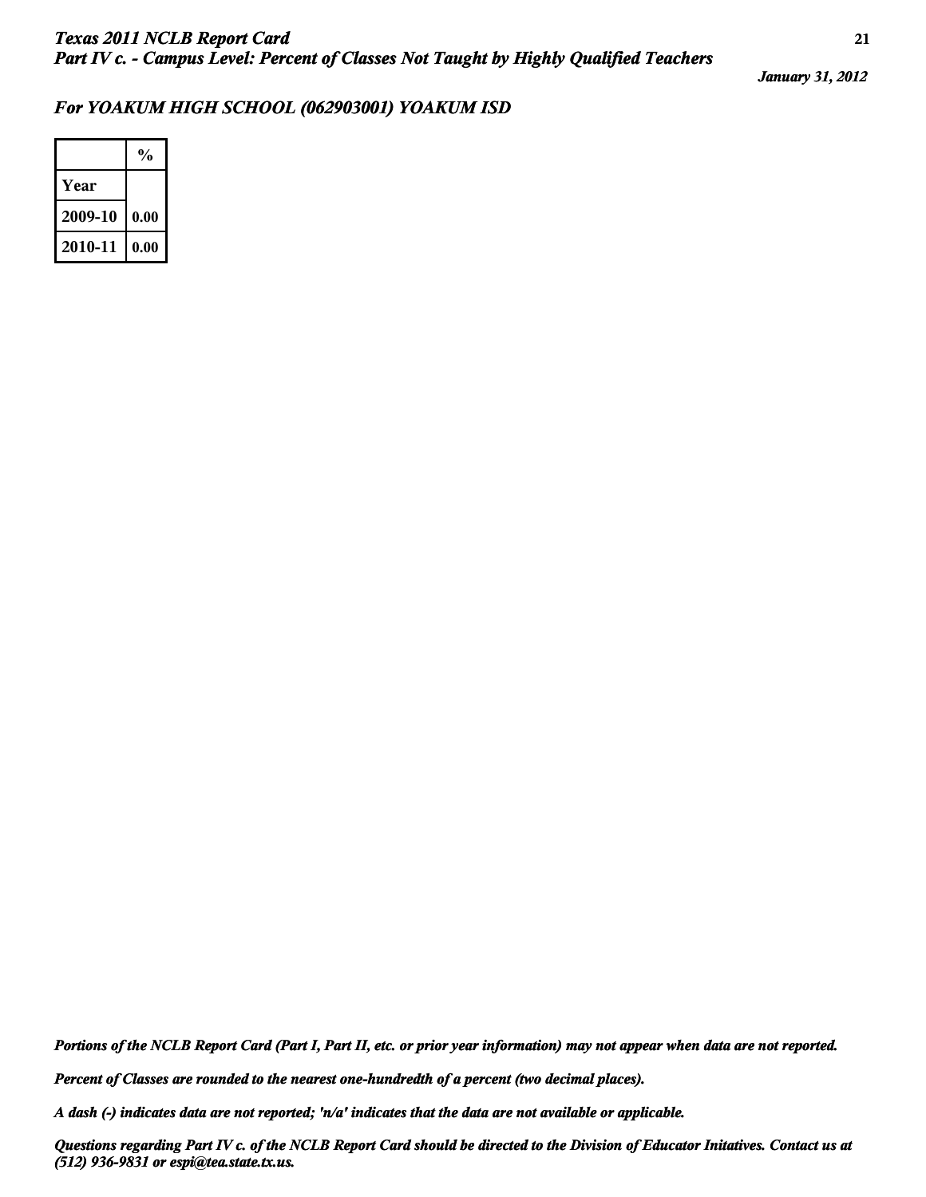# Texas 2011 NCLB Report Card

## Part IV c. - Campus Level: Percent of Classes Not Taught by Highly Qualified Teachers

*January 31, 2012*

### For YOAKUM HIGH SCHOOL (062903001) YOAKUM ISD

| | % |
|---|---|
| Year | |
| 2009-10 | 0.00 |
| 2010-11 | 0.00 |

*Portions of the NCLB Report Card (Part I, Part II, etc. or prior year information) may not appear when data are not reported.*

*Percent of Classes are rounded to the nearest one-hundredth of a percent (two decimal places).*

*A dash (-) indicates data are not reported; 'n/a' indicates that the data are not available or applicable.*

*Questions regarding Part IV c. of the NCLB Report Card should be directed to the Division of Educator Initatives. Contact us at (512) 936-9831 or espi@tea.state.tx.us.*